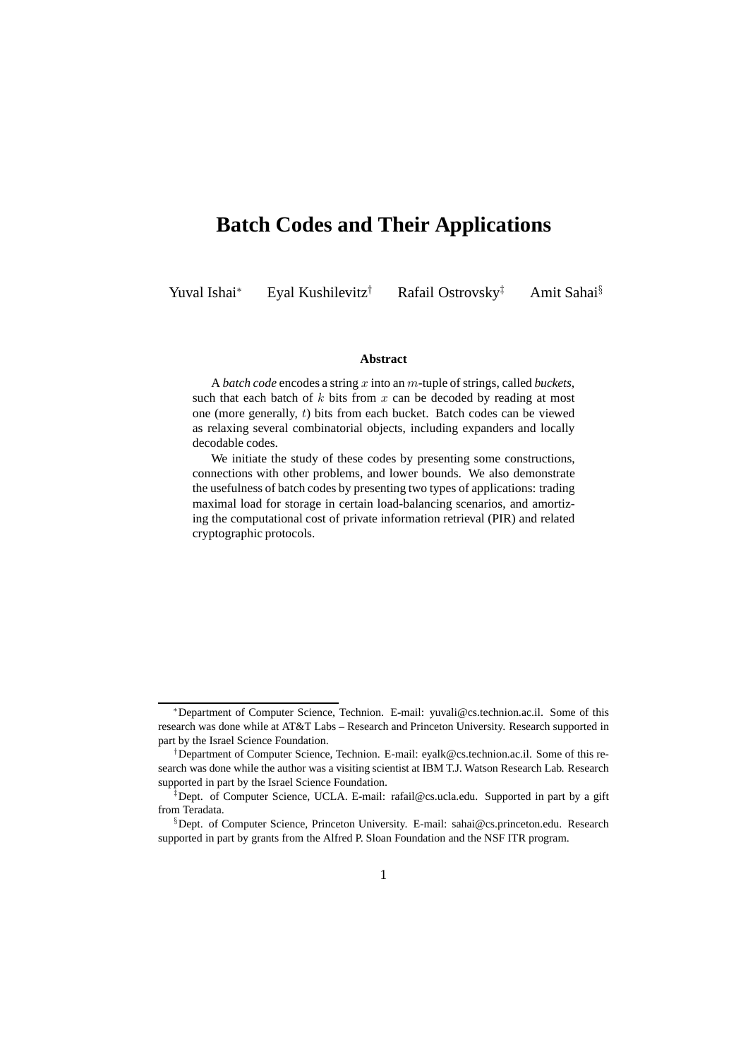# Batch Codes and Their Applications

Yuval Ishai[*] Eyal Kushilevitz[†] Rafail Ostrovsky[‡] Amit Sahai[§]

### Abstract

A *batch code* encodes a string $x$ into an $m$-tuple of strings, called *buckets*, such that each batch of $k$ bits from $x$ can be decoded by reading at most one (more generally, $t$) bits from each bucket. Batch codes can be viewed as relaxing several combinatorial objects, including expanders and locally decodable codes.

We initiate the study of these codes by presenting some constructions, connections with other problems, and lower bounds. We also demonstrate the usefulness of batch codes by presenting two types of applications: trading maximal load for storage in certain load-balancing scenarios, and amortizing the computational cost of private information retrieval (PIR) and related cryptographic protocols.

---

[*] Department of Computer Science, Technion. E-mail: yuvali@cs.technion.ac.il. Some of this research was done while at AT&T Labs – Research and Princeton University. Research supported in part by the Israel Science Foundation.

[†] Department of Computer Science, Technion. E-mail: eyalk@cs.technion.ac.il. Some of this research was done while the author was a visiting scientist at IBM T.J. Watson Research Lab. Research supported in part by the Israel Science Foundation.

[‡] Dept. of Computer Science, UCLA. E-mail: rafail@cs.ucla.edu. Supported in part by a gift from Teradata.

[§] Dept. of Computer Science, Princeton University. E-mail: sahai@cs.princeton.edu. Research supported in part by grants from the Alfred P. Sloan Foundation and the NSF ITR program.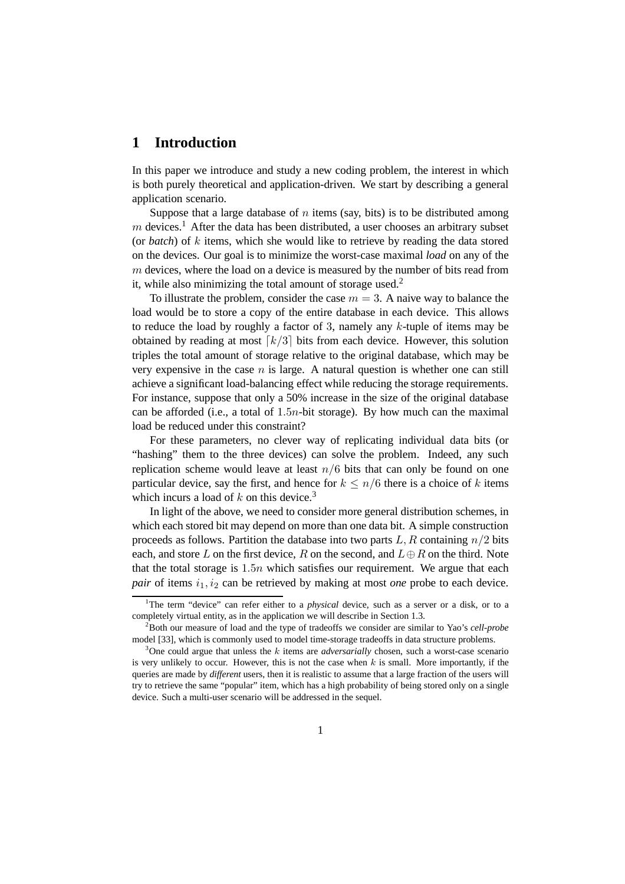# 1 Introduction

In this paper we introduce and study a new coding problem, the interest in which is both purely theoretical and application-driven. We start by describing a general application scenario.

Suppose that a large database of $n$ items (say, bits) is to be distributed among $m$ devices.[1] After the data has been distributed, a user chooses an arbitrary subset (or *batch*) of $k$ items, which she would like to retrieve by reading the data stored on the devices. Our goal is to minimize the worst-case maximal *load* on any of the $m$ devices, where the load on a device is measured by the number of bits read from it, while also minimizing the total amount of storage used.[2]

To illustrate the problem, consider the case $m = 3$. A naive way to balance the load would be to store a copy of the entire database in each device. This allows to reduce the load by roughly a factor of 3, namely any $k$-tuple of items may be obtained by reading at most $\lceil k/3 \rceil$ bits from each device. However, this solution triples the total amount of storage relative to the original database, which may be very expensive in the case $n$ is large. A natural question is whether one can still achieve a significant load-balancing effect while reducing the storage requirements. For instance, suppose that only a 50% increase in the size of the original database can be afforded (i.e., a total of $1.5n$-bit storage). By how much can the maximal load be reduced under this constraint?

For these parameters, no clever way of replicating individual data bits (or "hashing" them to the three devices) can solve the problem. Indeed, any such replication scheme would leave at least $n/6$ bits that can only be found on one particular device, say the first, and hence for $k \leq n/6$ there is a choice of $k$ items which incurs a load of $k$ on this device.[3]

In light of the above, we need to consider more general distribution schemes, in which each stored bit may depend on more than one data bit. A simple construction proceeds as follows. Partition the database into two parts $L, R$ containing $n/2$ bits each, and store $L$ on the first device, $R$ on the second, and $L \oplus R$ on the third. Note that the total storage is $1.5n$ which satisfies our requirement. We argue that each *pair* of items $i_1, i_2$ can be retrieved by making at most *one* probe to each device.

[1] The term "device" can refer either to a *physical* device, such as a server or a disk, or to a completely virtual entity, as in the application we will describe in Section 1.3.

[2] Both our measure of load and the type of tradeoffs we consider are similar to Yao's *cell-probe* model [33], which is commonly used to model time-storage tradeoffs in data structure problems.

[3] One could argue that unless the $k$ items are *adversarially* chosen, such a worst-case scenario is very unlikely to occur. However, this is not the case when $k$ is small. More importantly, if the queries are made by *different* users, then it is realistic to assume that a large fraction of the users will try to retrieve the same "popular" item, which has a high probability of being stored only on a single device. Such a multi-user scenario will be addressed in the sequel.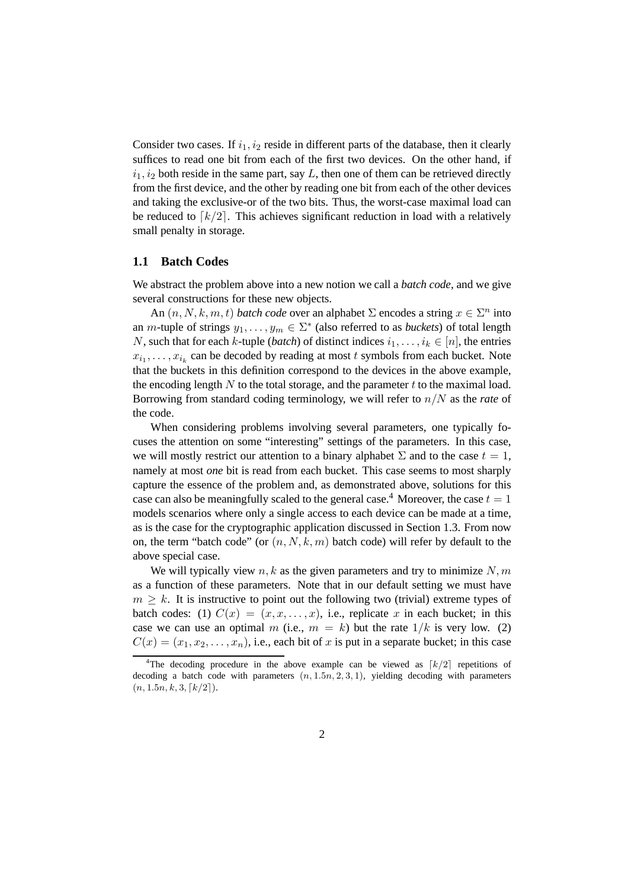Consider two cases. If $i_1, i_2$ reside in different parts of the database, then it clearly suffices to read one bit from each of the first two devices. On the other hand, if $i_1, i_2$ both reside in the same part, say $L$, then one of them can be retrieved directly from the first device, and the other by reading one bit from each of the other devices and taking the exclusive-or of the two bits. Thus, the worst-case maximal load can be reduced to $\lceil k/2 \rceil$. This achieves significant reduction in load with a relatively small penalty in storage.

### 1.1 Batch Codes

We abstract the problem above into a new notion we call a *batch code*, and we give several constructions for these new objects.

An $(n, N, k, m, t)$ *batch code* over an alphabet $\Sigma$ encodes a string $x \in \Sigma^n$ into an $m$-tuple of strings $y_1, \ldots, y_m \in \Sigma^*$ (also referred to as *buckets*) of total length $N$, such that for each $k$-tuple (*batch*) of distinct indices $i_1, \ldots, i_k \in [n]$, the entries $x_{i_1}, \ldots, x_{i_k}$ can be decoded by reading at most $t$ symbols from each bucket. Note that the buckets in this definition correspond to the devices in the above example, the encoding length $N$ to the total storage, and the parameter $t$ to the maximal load. Borrowing from standard coding terminology, we will refer to $n/N$ as the *rate* of the code.

When considering problems involving several parameters, one typically focuses the attention on some "interesting" settings of the parameters. In this case, we will mostly restrict our attention to a binary alphabet $\Sigma$ and to the case $t = 1$, namely at most *one* bit is read from each bucket. This case seems to most sharply capture the essence of the problem and, as demonstrated above, solutions for this case can also be meaningfully scaled to the general case.[4] Moreover, the case $t = 1$ models scenarios where only a single access to each device can be made at a time, as is the case for the cryptographic application discussed in Section 1.3. From now on, the term "batch code" (or $(n, N, k, m)$ batch code) will refer by default to the above special case.

We will typically view $n, k$ as the given parameters and try to minimize $N, m$ as a function of these parameters. Note that in our default setting we must have $m \geq k$. It is instructive to point out the following two (trivial) extreme types of batch codes: (1) $C(x) = (x, x, \ldots, x)$, i.e., replicate $x$ in each bucket; in this case we can use an optimal $m$ (i.e., $m = k$) but the rate $1/k$ is very low. (2) $C(x) = (x_1, x_2, \ldots, x_n)$, i.e., each bit of $x$ is put in a separate bucket; in this case

[4] The decoding procedure in the above example can be viewed as $\lceil k/2 \rceil$ repetitions of decoding a batch code with parameters $(n, 1.5n, 2, 3, 1)$, yielding decoding with parameters $(n, 1.5n, k, 3, \lceil k/2 \rceil)$.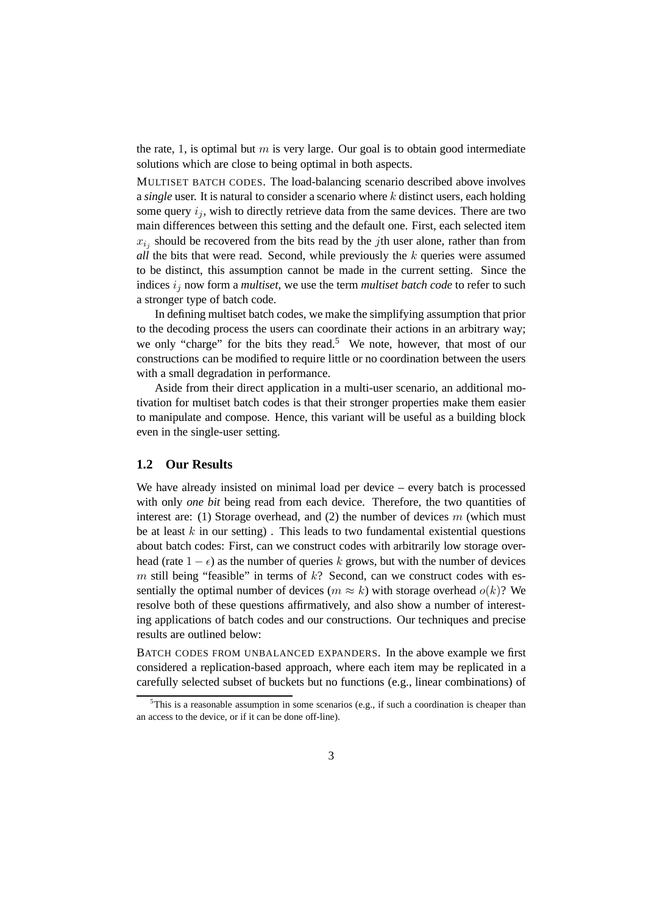the rate, 1, is optimal but $m$ is very large. Our goal is to obtain good intermediate solutions which are close to being optimal in both aspects.

MULTISET BATCH CODES. The load-balancing scenario described above involves a *single* user. It is natural to consider a scenario where $k$ distinct users, each holding some query $i_j$, wish to directly retrieve data from the same devices. There are two main differences between this setting and the default one. First, each selected item $x_{i_j}$ should be recovered from the bits read by the $j$th user alone, rather than from *all* the bits that were read. Second, while previously the $k$ queries were assumed to be distinct, this assumption cannot be made in the current setting. Since the indices $i_j$ now form a *multiset*, we use the term *multiset batch code* to refer to such a stronger type of batch code.

In defining multiset batch codes, we make the simplifying assumption that prior to the decoding process the users can coordinate their actions in an arbitrary way; we only "charge" for the bits they read.[5] We note, however, that most of our constructions can be modified to require little or no coordination between the users with a small degradation in performance.

Aside from their direct application in a multi-user scenario, an additional motivation for multiset batch codes is that their stronger properties make them easier to manipulate and compose. Hence, this variant will be useful as a building block even in the single-user setting.

### 1.2 Our Results

We have already insisted on minimal load per device – every batch is processed with only *one bit* being read from each device. Therefore, the two quantities of interest are: (1) Storage overhead, and (2) the number of devices $m$ (which must be at least $k$ in our setting) . This leads to two fundamental existential questions about batch codes: First, can we construct codes with arbitrarily low storage overhead (rate $1-\epsilon$) as the number of queries $k$ grows, but with the number of devices $m$ still being "feasible" in terms of $k$? Second, can we construct codes with essentially the optimal number of devices ($m \approx k$) with storage overhead $o(k)$? We resolve both of these questions affirmatively, and also show a number of interesting applications of batch codes and our constructions. Our techniques and precise results are outlined below:

BATCH CODES FROM UNBALANCED EXPANDERS. In the above example we first considered a replication-based approach, where each item may be replicated in a carefully selected subset of buckets but no functions (e.g., linear combinations) of

[5] This is a reasonable assumption in some scenarios (e.g., if such a coordination is cheaper than an access to the device, or if it can be done off-line).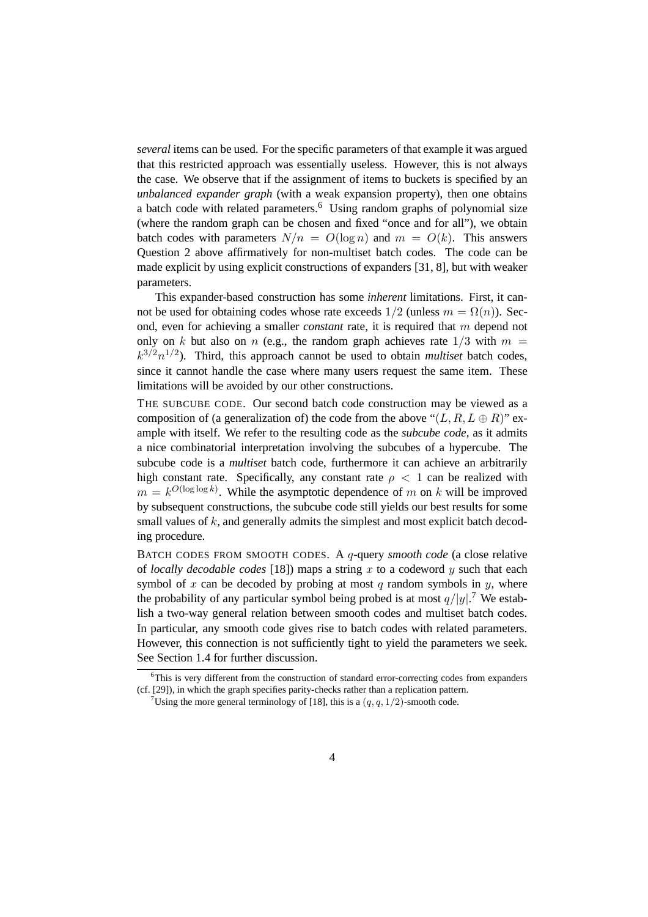*several* items can be used. For the specific parameters of that example it was argued that this restricted approach was essentially useless. However, this is not always the case. We observe that if the assignment of items to buckets is specified by an *unbalanced expander graph* (with a weak expansion property), then one obtains a batch code with related parameters.[6] Using random graphs of polynomial size (where the random graph can be chosen and fixed "once and for all"), we obtain batch codes with parameters $N/n = O(\log n)$ and $m = O(k)$. This answers Question 2 above affirmatively for non-multiset batch codes. The code can be made explicit by using explicit constructions of expanders [31, 8], but with weaker parameters.

This expander-based construction has some *inherent* limitations. First, it cannot be used for obtaining codes whose rate exceeds $1/2$ (unless $m = \Omega(n)$). Second, even for achieving a smaller *constant* rate, it is required that $m$ depend not only on $k$ but also on $n$ (e.g., the random graph achieves rate $1/3$ with $m = k^{3/2}n^{1/2}$). Third, this approach cannot be used to obtain *multiset* batch codes, since it cannot handle the case where many users request the same item. These limitations will be avoided by our other constructions.

THE SUBCUBE CODE. Our second batch code construction may be viewed as a composition of (a generalization of) the code from the above "$(L, R, L \oplus R)$" example with itself. We refer to the resulting code as the *subcube code*, as it admits a nice combinatorial interpretation involving the subcubes of a hypercube. The subcube code is a *multiset* batch code, furthermore it can achieve an arbitrarily high constant rate. Specifically, any constant rate $\rho < 1$ can be realized with $m = k^{O(\log \log k)}$. While the asymptotic dependence of $m$ on $k$ will be improved by subsequent constructions, the subcube code still yields our best results for some small values of $k$, and generally admits the simplest and most explicit batch decoding procedure.

BATCH CODES FROM SMOOTH CODES. A $q$-query *smooth code* (a close relative of *locally decodable codes* [18]) maps a string $x$ to a codeword $y$ such that each symbol of $x$ can be decoded by probing at most $q$ random symbols in $y$, where the probability of any particular symbol being probed is at most $q/|y|$.[7] We establish a two-way general relation between smooth codes and multiset batch codes. In particular, any smooth code gives rise to batch codes with related parameters. However, this connection is not sufficiently tight to yield the parameters we seek. See Section 1.4 for further discussion.

---

[6] This is very different from the construction of standard error-correcting codes from expanders (cf. [29]), in which the graph specifies parity-checks rather than a replication pattern.

[7] Using the more general terminology of [18], this is a $(q, q, 1/2)$-smooth code.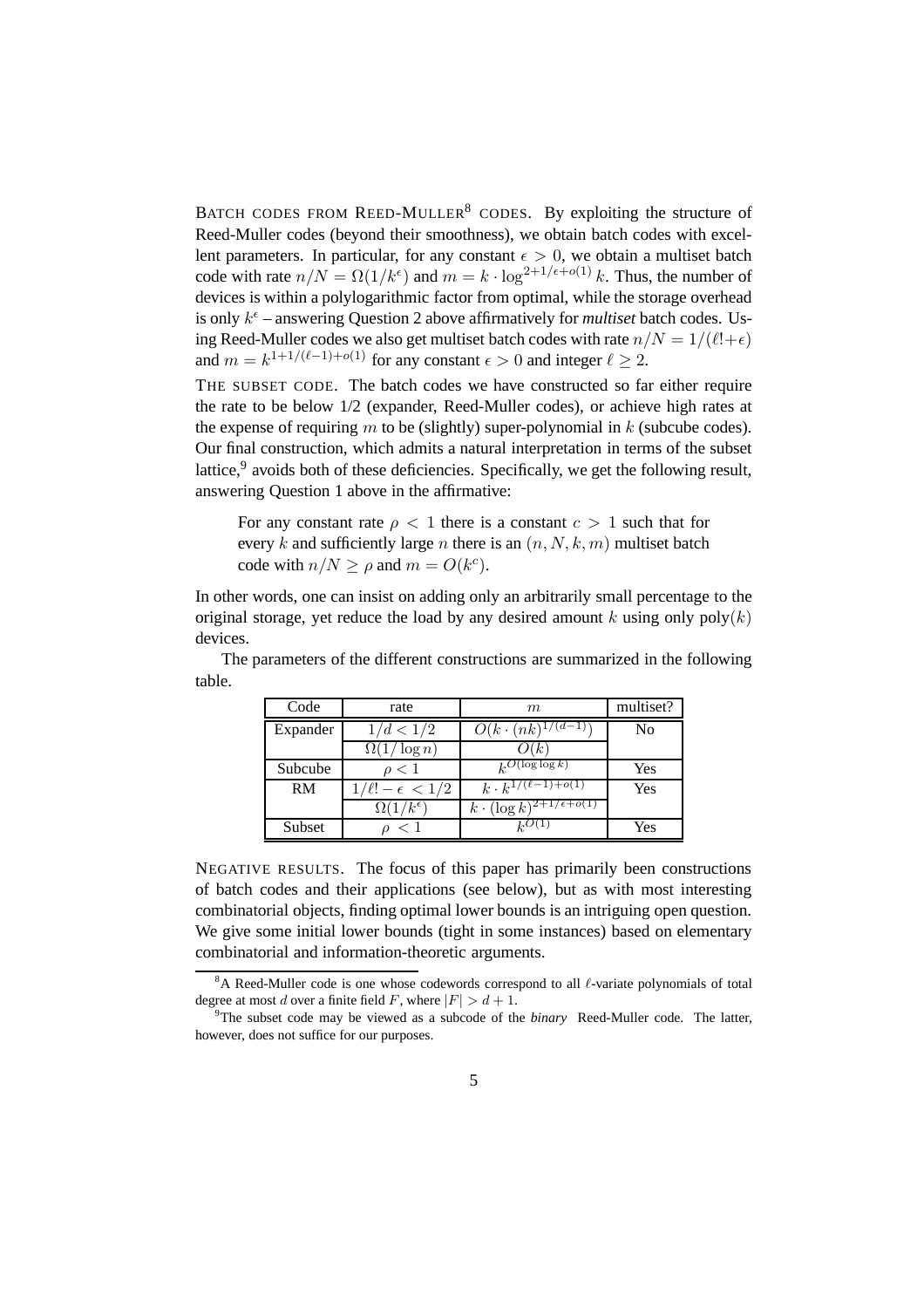BATCH CODES FROM REED-MULLER[8] CODES. By exploiting the structure of Reed-Muller codes (beyond their smoothness), we obtain batch codes with excellent parameters. In particular, for any constant $\epsilon > 0$, we obtain a multiset batch code with rate $n/N = \Omega(1/k^{\epsilon})$ and $m = k \cdot \log^{2+1/\epsilon+o(1)} k$. Thus, the number of devices is within a polylogarithmic factor from optimal, while the storage overhead is only $k^{\epsilon}$ – answering Question 2 above affirmatively for *multiset* batch codes. Using Reed-Muller codes we also get multiset batch codes with rate $n/N = 1/(\ell!+\epsilon)$ and $m = k^{1+1/(\ell-1)+o(1)}$ for any constant $\epsilon > 0$ and integer $\ell \geq 2$.

THE SUBSET CODE. The batch codes we have constructed so far either require the rate to be below 1/2 (expander, Reed-Muller codes), or achieve high rates at the expense of requiring $m$ to be (slightly) super-polynomial in $k$ (subcube codes). Our final construction, which admits a natural interpretation in terms of the subset lattice,[9] avoids both of these deficiencies. Specifically, we get the following result, answering Question 1 above in the affirmative:

> For any constant rate $\rho < 1$ there is a constant $c > 1$ such that for every $k$ and sufficiently large $n$ there is an $(n, N, k, m)$ multiset batch code with $n/N \geq \rho$ and $m = O(k^c)$.

In other words, one can insist on adding only an arbitrarily small percentage to the original storage, yet reduce the load by any desired amount $k$ using only $\text{poly}(k)$ devices.

The parameters of the different constructions are summarized in the following table.

| Code | rate | $m$ | multiset? |
|---|---|---|---|
| Expander | $1/d < 1/2$ | $O(k \cdot (nk)^{1/(d-1)})$ | No |
| | $\Omega(1/\log n)$ | $O(k)$ | |
| Subcube | $\rho < 1$ | $k^{O(\log\log k)}$ | Yes |
| RM | $1/\ell! - \epsilon < 1/2$ | $k \cdot k^{1/(\ell-1)+o(1)}$ | Yes |
| | $\Omega(1/k^{\epsilon})$ | $k \cdot (\log k)^{2+1/\epsilon+o(1)}$ | |
| Subset | $\rho < 1$ | $k^{O(1)}$ | Yes |

NEGATIVE RESULTS. The focus of this paper has primarily been constructions of batch codes and their applications (see below), but as with most interesting combinatorial objects, finding optimal lower bounds is an intriguing open question. We give some initial lower bounds (tight in some instances) based on elementary combinatorial and information-theoretic arguments.

[8] A Reed-Muller code is one whose codewords correspond to all $\ell$-variate polynomials of total degree at most $d$ over a finite field $F$, where $|F| > d + 1$.

[9] The subset code may be viewed as a subcode of the *binary* Reed-Muller code. The latter, however, does not suffice for our purposes.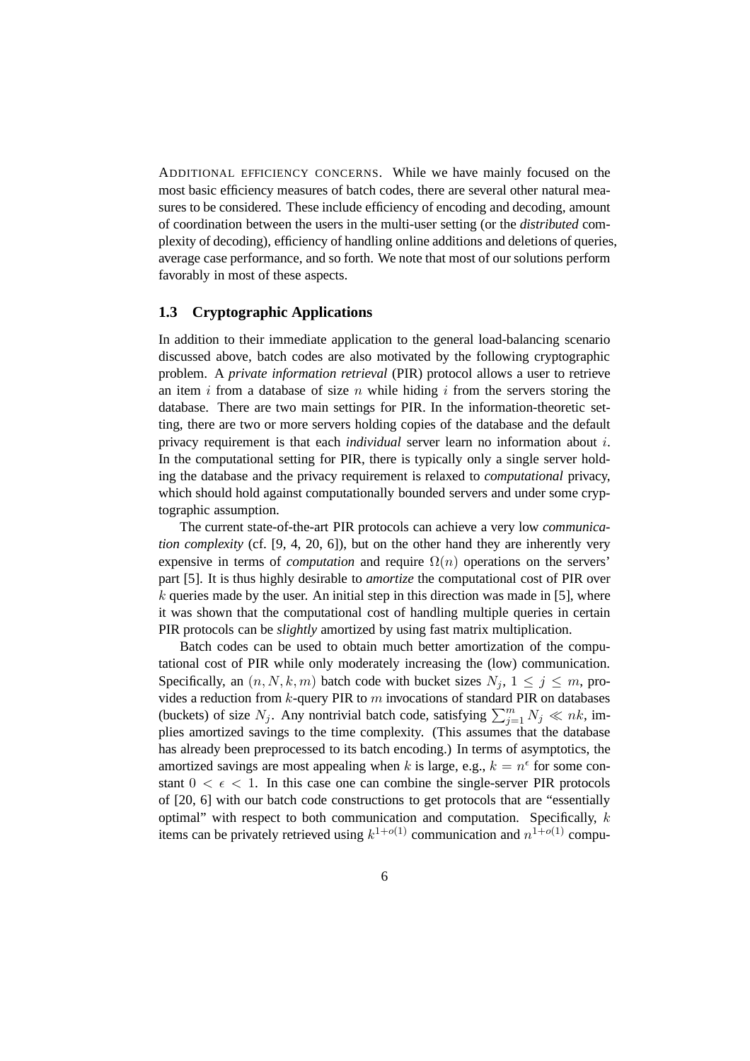ADDITIONAL EFFICIENCY CONCERNS. While we have mainly focused on the most basic efficiency measures of batch codes, there are several other natural measures to be considered. These include efficiency of encoding and decoding, amount of coordination between the users in the multi-user setting (or the *distributed* complexity of decoding), efficiency of handling online additions and deletions of queries, average case performance, and so forth. We note that most of our solutions perform favorably in most of these aspects.

## 1.3 Cryptographic Applications

In addition to their immediate application to the general load-balancing scenario discussed above, batch codes are also motivated by the following cryptographic problem. A *private information retrieval* (PIR) protocol allows a user to retrieve an item $i$ from a database of size $n$ while hiding $i$ from the servers storing the database. There are two main settings for PIR. In the information-theoretic setting, there are two or more servers holding copies of the database and the default privacy requirement is that each *individual* server learn no information about $i$. In the computational setting for PIR, there is typically only a single server holding the database and the privacy requirement is relaxed to *computational* privacy, which should hold against computationally bounded servers and under some cryptographic assumption.

The current state-of-the-art PIR protocols can achieve a very low *communication complexity* (cf. [9, 4, 20, 6]), but on the other hand they are inherently very expensive in terms of *computation* and require $\Omega(n)$ operations on the servers' part [5]. It is thus highly desirable to *amortize* the computational cost of PIR over $k$ queries made by the user. An initial step in this direction was made in [5], where it was shown that the computational cost of handling multiple queries in certain PIR protocols can be *slightly* amortized by using fast matrix multiplication.

Batch codes can be used to obtain much better amortization of the computational cost of PIR while only moderately increasing the (low) communication. Specifically, an $(n, N, k, m)$ batch code with bucket sizes $N_j$, $1 \leq j \leq m$, provides a reduction from $k$-query PIR to $m$ invocations of standard PIR on databases (buckets) of size $N_j$. Any nontrivial batch code, satisfying $\sum_{j=1}^{m} N_j \ll nk$, implies amortized savings to the time complexity. (This assumes that the database has already been preprocessed to its batch encoding.) In terms of asymptotics, the amortized savings are most appealing when $k$ is large, e.g., $k = n^{\epsilon}$ for some constant $0 < \epsilon < 1$. In this case one can combine the single-server PIR protocols of [20, 6] with our batch code constructions to get protocols that are "essentially optimal" with respect to both communication and computation. Specifically, $k$ items can be privately retrieved using $k^{1+o(1)}$ communication and $n^{1+o(1)}$ compu-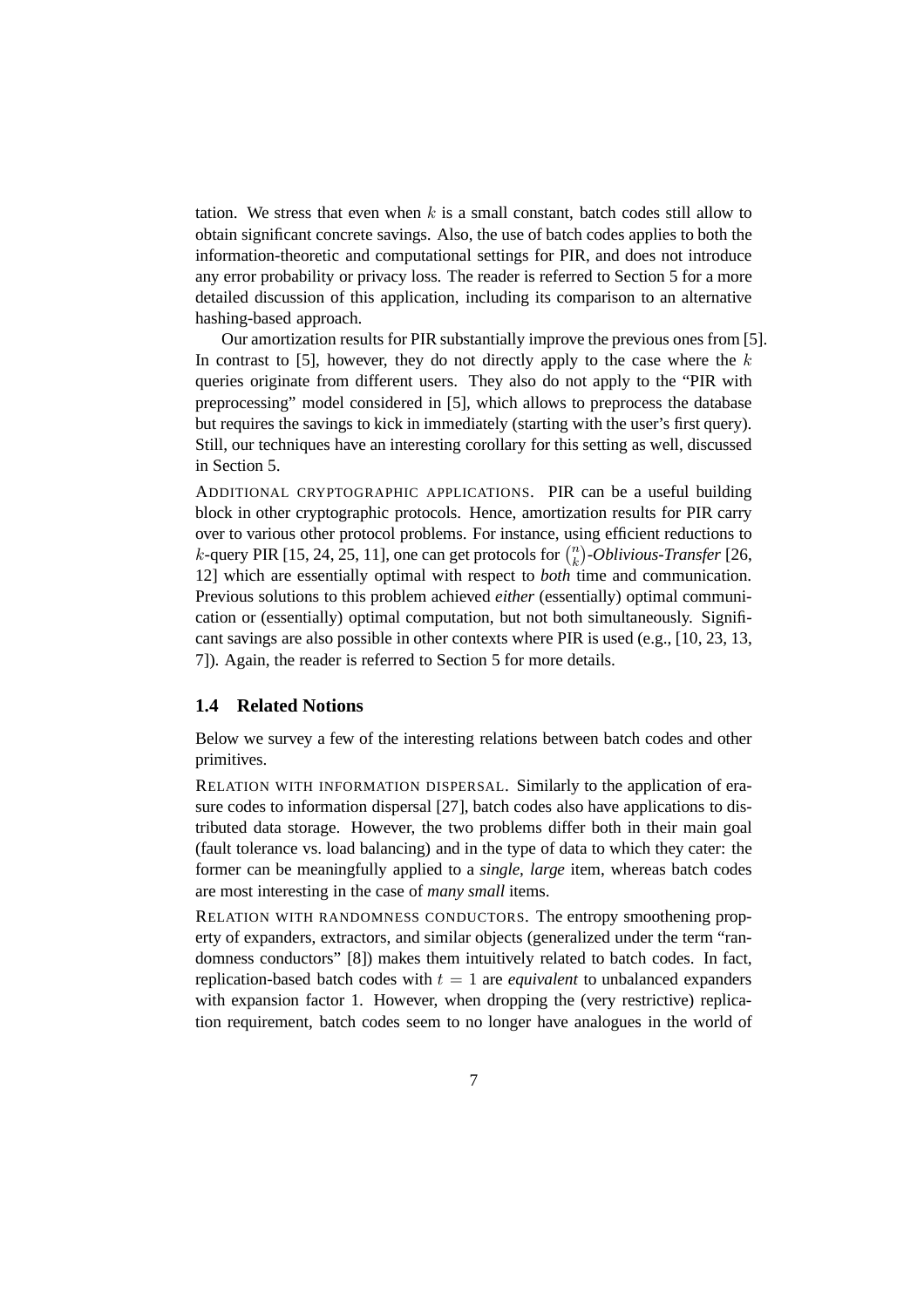tation. We stress that even when $k$ is a small constant, batch codes still allow to obtain significant concrete savings. Also, the use of batch codes applies to both the information-theoretic and computational settings for PIR, and does not introduce any error probability or privacy loss. The reader is referred to Section 5 for a more detailed discussion of this application, including its comparison to an alternative hashing-based approach.

Our amortization results for PIR substantially improve the previous ones from [5]. In contrast to [5], however, they do not directly apply to the case where the $k$ queries originate from different users. They also do not apply to the "PIR with preprocessing" model considered in [5], which allows to preprocess the database but requires the savings to kick in immediately (starting with the user's first query). Still, our techniques have an interesting corollary for this setting as well, discussed in Section 5.

ADDITIONAL CRYPTOGRAPHIC APPLICATIONS. PIR can be a useful building block in other cryptographic protocols. Hence, amortization results for PIR carry over to various other protocol problems. For instance, using efficient reductions to $k$-query PIR [15, 24, 25, 11], one can get protocols for $\binom{n}{k}$-*Oblivious-Transfer* [26, 12] which are essentially optimal with respect to *both* time and communication. Previous solutions to this problem achieved *either* (essentially) optimal communication or (essentially) optimal computation, but not both simultaneously. Significant savings are also possible in other contexts where PIR is used (e.g., [10, 23, 13, 7]). Again, the reader is referred to Section 5 for more details.

## 1.4 Related Notions

Below we survey a few of the interesting relations between batch codes and other primitives.

RELATION WITH INFORMATION DISPERSAL. Similarly to the application of erasure codes to information dispersal [27], batch codes also have applications to distributed data storage. However, the two problems differ both in their main goal (fault tolerance vs. load balancing) and in the type of data to which they cater: the former can be meaningfully applied to a *single, large* item, whereas batch codes are most interesting in the case of *many small* items.

RELATION WITH RANDOMNESS CONDUCTORS. The entropy smoothening property of expanders, extractors, and similar objects (generalized under the term "randomness conductors" [8]) makes them intuitively related to batch codes. In fact, replication-based batch codes with $t = 1$ are *equivalent* to unbalanced expanders with expansion factor 1. However, when dropping the (very restrictive) replication requirement, batch codes seem to no longer have analogues in the world of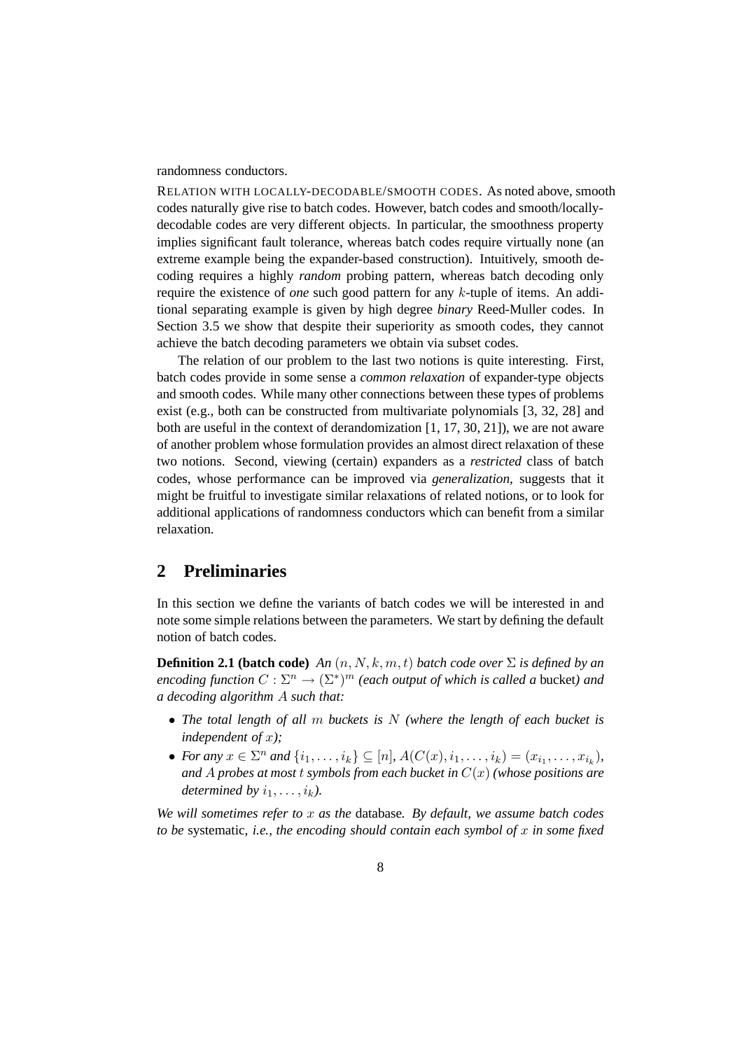randomness conductors.

RELATION WITH LOCALLY-DECODABLE/SMOOTH CODES. As noted above, smooth codes naturally give rise to batch codes. However, batch codes and smooth/locally-decodable codes are very different objects. In particular, the smoothness property implies significant fault tolerance, whereas batch codes require virtually none (an extreme example being the expander-based construction). Intuitively, smooth decoding requires a highly *random* probing pattern, whereas batch decoding only require the existence of *one* such good pattern for any $k$-tuple of items. An additional separating example is given by high degree *binary* Reed-Muller codes. In Section 3.5 we show that despite their superiority as smooth codes, they cannot achieve the batch decoding parameters we obtain via subset codes.

The relation of our problem to the last two notions is quite interesting. First, batch codes provide in some sense a *common relaxation* of expander-type objects and smooth codes. While many other connections between these types of problems exist (e.g., both can be constructed from multivariate polynomials [3, 32, 28] and both are useful in the context of derandomization [1, 17, 30, 21]), we are not aware of another problem whose formulation provides an almost direct relaxation of these two notions. Second, viewing (certain) expanders as a *restricted* class of batch codes, whose performance can be improved via *generalization*, suggests that it might be fruitful to investigate similar relaxations of related notions, or to look for additional applications of randomness conductors which can benefit from a similar relaxation.

## 2 Preliminaries

In this section we define the variants of batch codes we will be interested in and note some simple relations between the parameters. We start by defining the default notion of batch codes.

**Definition 2.1 (batch code)** *An $(n, N, k, m, t)$ batch code over $\Sigma$ is defined by an encoding function $C : \Sigma^n \to (\Sigma^*)^m$ (each output of which is called a* bucket*) and a decoding algorithm $A$ such that:*

- *The total length of all $m$ buckets is $N$ (where the length of each bucket is independent of $x$);*
- *For any $x \in \Sigma^n$ and $\{i_1, \ldots, i_k\} \subseteq [n]$, $A(C(x), i_1, \ldots, i_k) = (x_{i_1}, \ldots, x_{i_k})$, and $A$ probes at most $t$ symbols from each bucket in $C(x)$ (whose positions are determined by $i_1, \ldots, i_k$).*

*We will sometimes refer to $x$ as the* database*. By default, we assume batch codes to be* systematic*, i.e., the encoding should contain each symbol of $x$ in some fixed*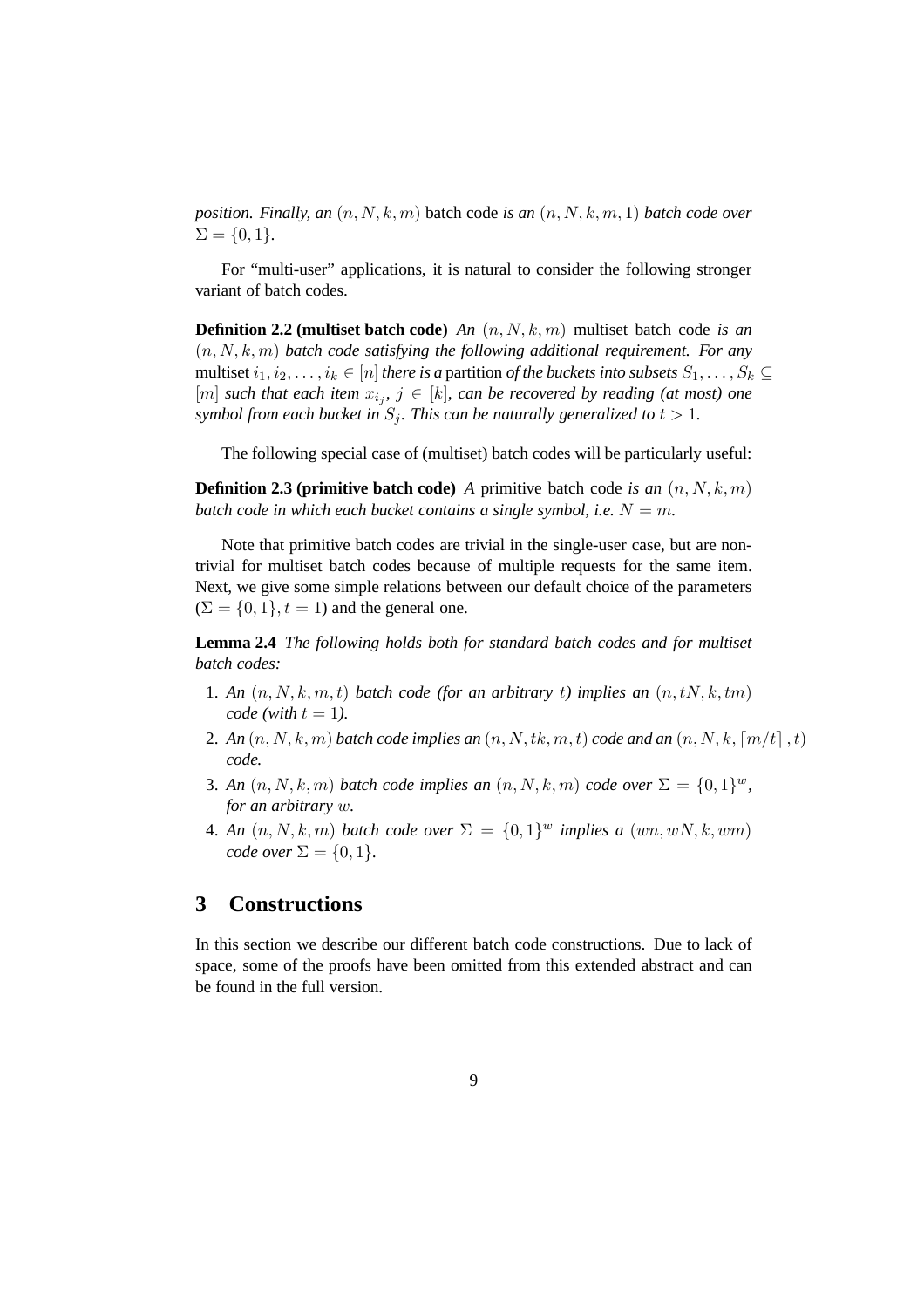*position. Finally, an* $(n, N, k, m)$ batch code *is an* $(n, N, k, m, 1)$ *batch code over* $\Sigma = \{0, 1\}$.

For "multi-user" applications, it is natural to consider the following stronger variant of batch codes.

**Definition 2.2 (multiset batch code)** *An* $(n, N, k, m)$ multiset batch code *is an* $(n, N, k, m)$ *batch code satisfying the following additional requirement. For any* multiset $i_1, i_2, \ldots, i_k \in [n]$ *there is a* partition *of the buckets into subsets* $S_1, \ldots, S_k \subseteq [m]$ *such that each item* $x_{i_j}$*,* $j \in [k]$*, can be recovered by reading (at most) one symbol from each bucket in* $S_j$*. This can be naturally generalized to* $t > 1$.

The following special case of (multiset) batch codes will be particularly useful:

**Definition 2.3 (primitive batch code)** *A* primitive batch code *is an* $(n, N, k, m)$ *batch code in which each bucket contains a single symbol, i.e.* $N = m$.

Note that primitive batch codes are trivial in the single-user case, but are non-trivial for multiset batch codes because of multiple requests for the same item. Next, we give some simple relations between our default choice of the parameters ($\Sigma = \{0, 1\}, t = 1$) and the general one.

**Lemma 2.4** *The following holds both for standard batch codes and for multiset batch codes:*

1. *An* $(n, N, k, m, t)$ *batch code (for an arbitrary* $t$*) implies an* $(n, tN, k, tm)$ *code (with* $t = 1$*).*
2. *An* $(n, N, k, m)$ *batch code implies an* $(n, N, tk, m, t)$ *code and an* $(n, N, k, \lceil m/t \rceil, t)$ *code.*
3. *An* $(n, N, k, m)$ *batch code implies an* $(n, N, k, m)$ *code over* $\Sigma = \{0, 1\}^w$*, for an arbitrary* $w$.
4. *An* $(n, N, k, m)$ *batch code over* $\Sigma = \{0, 1\}^w$ *implies a* $(wn, wN, k, wm)$ *code over* $\Sigma = \{0, 1\}$.

# 3 Constructions

In this section we describe our different batch code constructions. Due to lack of space, some of the proofs have been omitted from this extended abstract and can be found in the full version.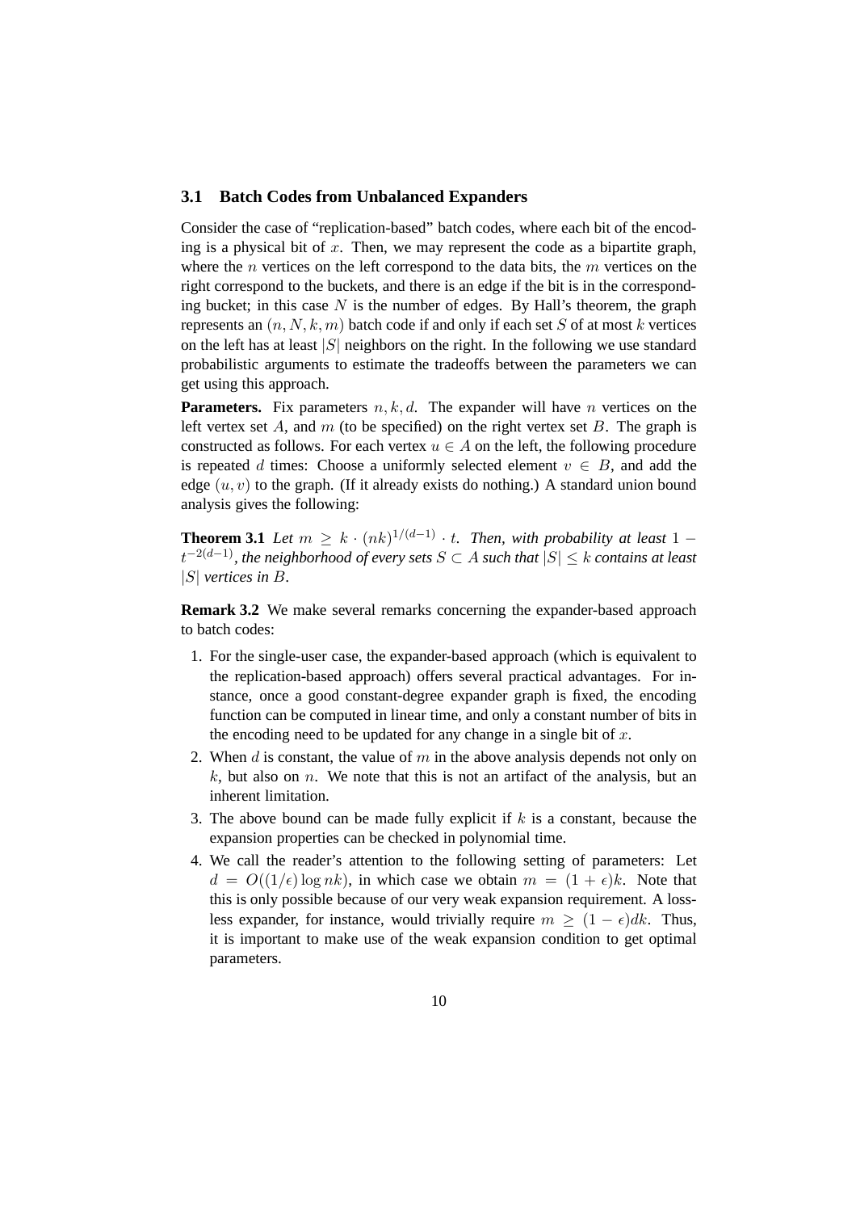### 3.1 Batch Codes from Unbalanced Expanders

Consider the case of "replication-based" batch codes, where each bit of the encoding is a physical bit of $x$. Then, we may represent the code as a bipartite graph, where the $n$ vertices on the left correspond to the data bits, the $m$ vertices on the right correspond to the buckets, and there is an edge if the bit is in the corresponding bucket; in this case $N$ is the number of edges. By Hall's theorem, the graph represents an $(n, N, k, m)$ batch code if and only if each set $S$ of at most $k$ vertices on the left has at least $|S|$ neighbors on the right. In the following we use standard probabilistic arguments to estimate the tradeoffs between the parameters we can get using this approach.

**Parameters.** Fix parameters $n, k, d$. The expander will have $n$ vertices on the left vertex set $A$, and $m$ (to be specified) on the right vertex set $B$. The graph is constructed as follows. For each vertex $u \in A$ on the left, the following procedure is repeated $d$ times: Choose a uniformly selected element $v \in B$, and add the edge $(u, v)$ to the graph. (If it already exists do nothing.) A standard union bound analysis gives the following:

**Theorem 3.1** *Let $m \geq k \cdot (nk)^{1/(d-1)} \cdot t$. Then, with probability at least $1 - t^{-2(d-1)}$, the neighborhood of every sets $S \subset A$ such that $|S| \leq k$ contains at least $|S|$ vertices in $B$.*

**Remark 3.2** We make several remarks concerning the expander-based approach to batch codes:

1. For the single-user case, the expander-based approach (which is equivalent to the replication-based approach) offers several practical advantages. For instance, once a good constant-degree expander graph is fixed, the encoding function can be computed in linear time, and only a constant number of bits in the encoding need to be updated for any change in a single bit of $x$.
2. When $d$ is constant, the value of $m$ in the above analysis depends not only on $k$, but also on $n$. We note that this is not an artifact of the analysis, but an inherent limitation.
3. The above bound can be made fully explicit if $k$ is a constant, because the expansion properties can be checked in polynomial time.
4. We call the reader's attention to the following setting of parameters: Let $d = O((1/\epsilon) \log nk)$, in which case we obtain $m = (1 + \epsilon)k$. Note that this is only possible because of our very weak expansion requirement. A lossless expander, for instance, would trivially require $m \geq (1 - \epsilon)dk$. Thus, it is important to make use of the weak expansion condition to get optimal parameters.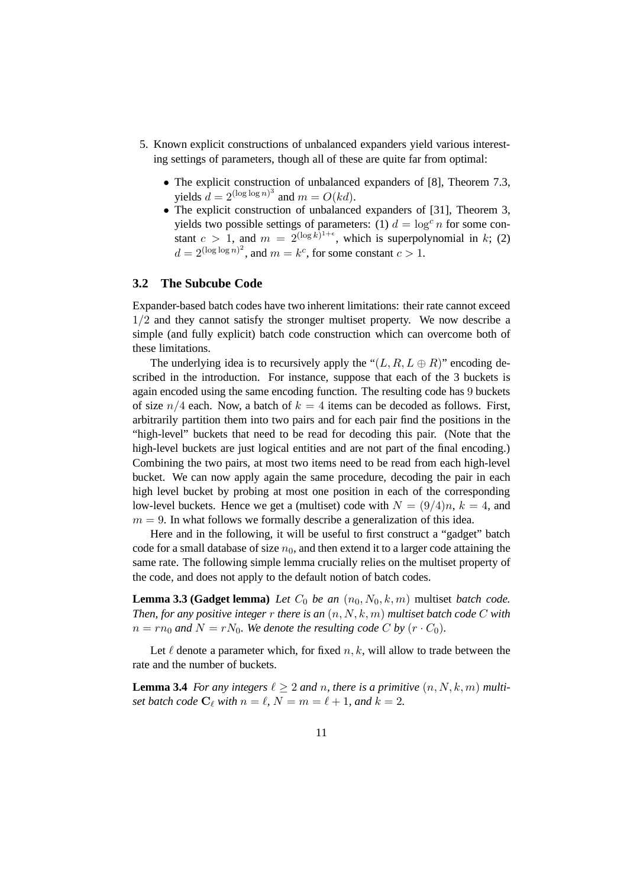5. Known explicit constructions of unbalanced expanders yield various interesting settings of parameters, though all of these are quite far from optimal:

   - The explicit construction of unbalanced expanders of [8], Theorem 7.3, yields $d = 2^{(\log\log n)^3}$ and $m = O(kd)$.
   - The explicit construction of unbalanced expanders of [31], Theorem 3, yields two possible settings of parameters: (1) $d = \log^c n$ for some constant $c > 1$, and $m = 2^{(\log k)^{1+\epsilon}}$, which is superpolynomial in $k$; (2) $d = 2^{(\log\log n)^2}$, and $m = k^c$, for some constant $c > 1$.

### 3.2 The Subcube Code

Expander-based batch codes have two inherent limitations: their rate cannot exceed $1/2$ and they cannot satisfy the stronger multiset property. We now describe a simple (and fully explicit) batch code construction which can overcome both of these limitations.

The underlying idea is to recursively apply the "$(L, R, L \oplus R)$" encoding described in the introduction. For instance, suppose that each of the 3 buckets is again encoded using the same encoding function. The resulting code has 9 buckets of size $n/4$ each. Now, a batch of $k = 4$ items can be decoded as follows. First, arbitrarily partition them into two pairs and for each pair find the positions in the "high-level" buckets that need to be read for decoding this pair. (Note that the high-level buckets are just logical entities and are not part of the final encoding.) Combining the two pairs, at most two items need to be read from each high-level bucket. We can now apply again the same procedure, decoding the pair in each high level bucket by probing at most one position in each of the corresponding low-level buckets. Hence we get a (multiset) code with $N = (9/4)n$, $k = 4$, and $m = 9$. In what follows we formally describe a generalization of this idea.

Here and in the following, it will be useful to first construct a "gadget" batch code for a small database of size $n_0$, and then extend it to a larger code attaining the same rate. The following simple lemma crucially relies on the multiset property of the code, and does not apply to the default notion of batch codes.

**Lemma 3.3 (Gadget lemma)** *Let $C_0$ be an $(n_0, N_0, k, m)$* multiset *batch code. Then, for any positive integer $r$ there is an $(n, N, k, m)$ multiset batch code $C$ with $n = rn_0$ and $N = rN_0$. We denote the resulting code $C$ by $(r \cdot C_0)$.*

Let $\ell$ denote a parameter which, for fixed $n, k$, will allow to trade between the rate and the number of buckets.

**Lemma 3.4** *For any integers $\ell \geq 2$ and $n$, there is a primitive $(n, N, k, m)$ multiset batch code $\mathbf{C}_\ell$ with $n = \ell$, $N = m = \ell + 1$, and $k = 2$.*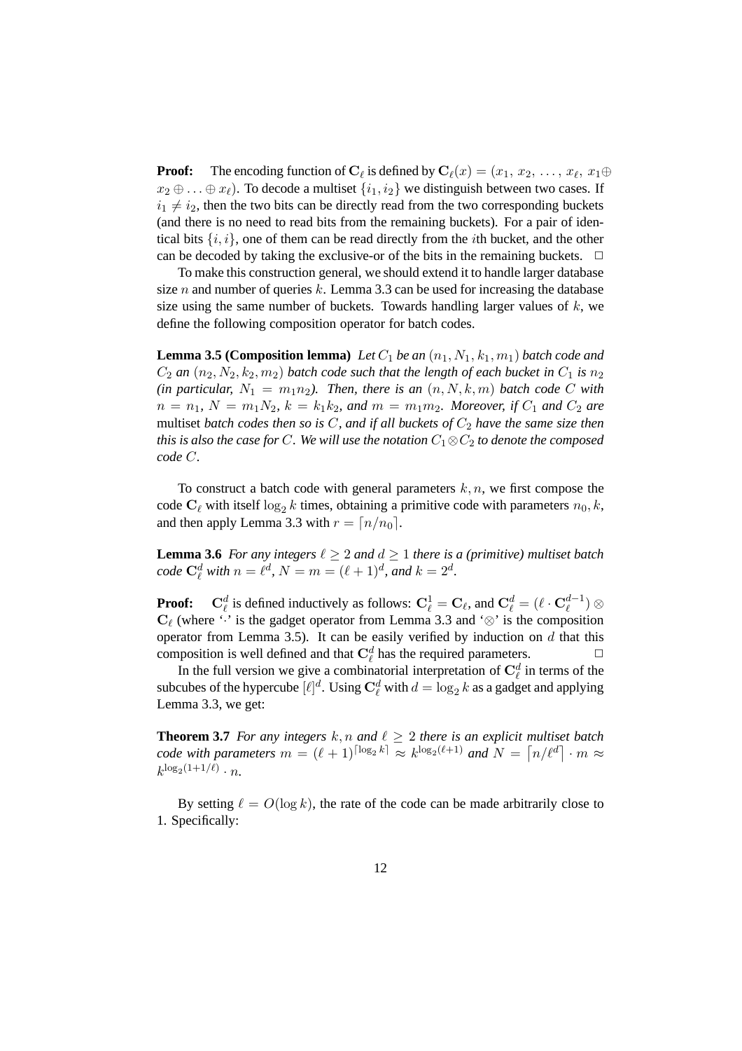**Proof:** The encoding function of $\mathbf{C}_\ell$ is defined by $\mathbf{C}_\ell(x) = (x_1, x_2, \ldots, x_\ell, x_1 \oplus x_2 \oplus \ldots \oplus x_\ell)$. To decode a multiset $\{i_1, i_2\}$ we distinguish between two cases. If $i_1 \neq i_2$, then the two bits can be directly read from the two corresponding buckets (and there is no need to read bits from the remaining buckets). For a pair of identical bits $\{i, i\}$, one of them can be read directly from the $i$th bucket, and the other can be decoded by taking the exclusive-or of the bits in the remaining buckets. $\square$

To make this construction general, we should extend it to handle larger database size $n$ and number of queries $k$. Lemma 3.3 can be used for increasing the database size using the same number of buckets. Towards handling larger values of $k$, we define the following composition operator for batch codes.

**Lemma 3.5 (Composition lemma)** *Let $C_1$ be an $(n_1, N_1, k_1, m_1)$ batch code and $C_2$ an $(n_2, N_2, k_2, m_2)$ batch code such that the length of each bucket in $C_1$ is $n_2$ (in particular, $N_1 = m_1 n_2$). Then, there is an $(n, N, k, m)$ batch code $C$ with $n = n_1$, $N = m_1 N_2$, $k = k_1 k_2$, and $m = m_1 m_2$. Moreover, if $C_1$ and $C_2$ are* multiset *batch codes then so is $C$, and if all buckets of $C_2$ have the same size then this is also the case for $C$. We will use the notation $C_1 \otimes C_2$ to denote the composed code $C$.*

To construct a batch code with general parameters $k, n$, we first compose the code $\mathbf{C}_\ell$ with itself $\log_2 k$ times, obtaining a primitive code with parameters $n_0, k$, and then apply Lemma 3.3 with $r = \lceil n/n_0 \rceil$.

**Lemma 3.6** *For any integers $\ell \geq 2$ and $d \geq 1$ there is a (primitive) multiset batch code $\mathbf{C}_\ell^d$ with $n = \ell^d$, $N = m = (\ell + 1)^d$, and $k = 2^d$.*

**Proof:** $\mathbf{C}_\ell^d$ is defined inductively as follows: $\mathbf{C}_\ell^1 = \mathbf{C}_\ell$, and $\mathbf{C}_\ell^d = (\ell \cdot \mathbf{C}_\ell^{d-1}) \otimes \mathbf{C}_\ell$ (where '$\cdot$' is the gadget operator from Lemma 3.3 and '$\otimes$' is the composition operator from Lemma 3.5). It can be easily verified by induction on $d$ that this composition is well defined and that $\mathbf{C}_\ell^d$ has the required parameters. $\square$

In the full version we give a combinatorial interpretation of $\mathbf{C}_\ell^d$ in terms of the subcubes of the hypercube $[\ell]^d$. Using $\mathbf{C}_\ell^d$ with $d = \log_2 k$ as a gadget and applying Lemma 3.3, we get:

**Theorem 3.7** *For any integers $k, n$ and $\ell \geq 2$ there is an explicit multiset batch code with parameters $m = (\ell + 1)^{\lceil \log_2 k \rceil} \approx k^{\log_2(\ell+1)}$ and $N = \lceil n/\ell^d \rceil \cdot m \approx k^{\log_2(1+1/\ell)} \cdot n$.*

By setting $\ell = O(\log k)$, the rate of the code can be made arbitrarily close to 1. Specifically: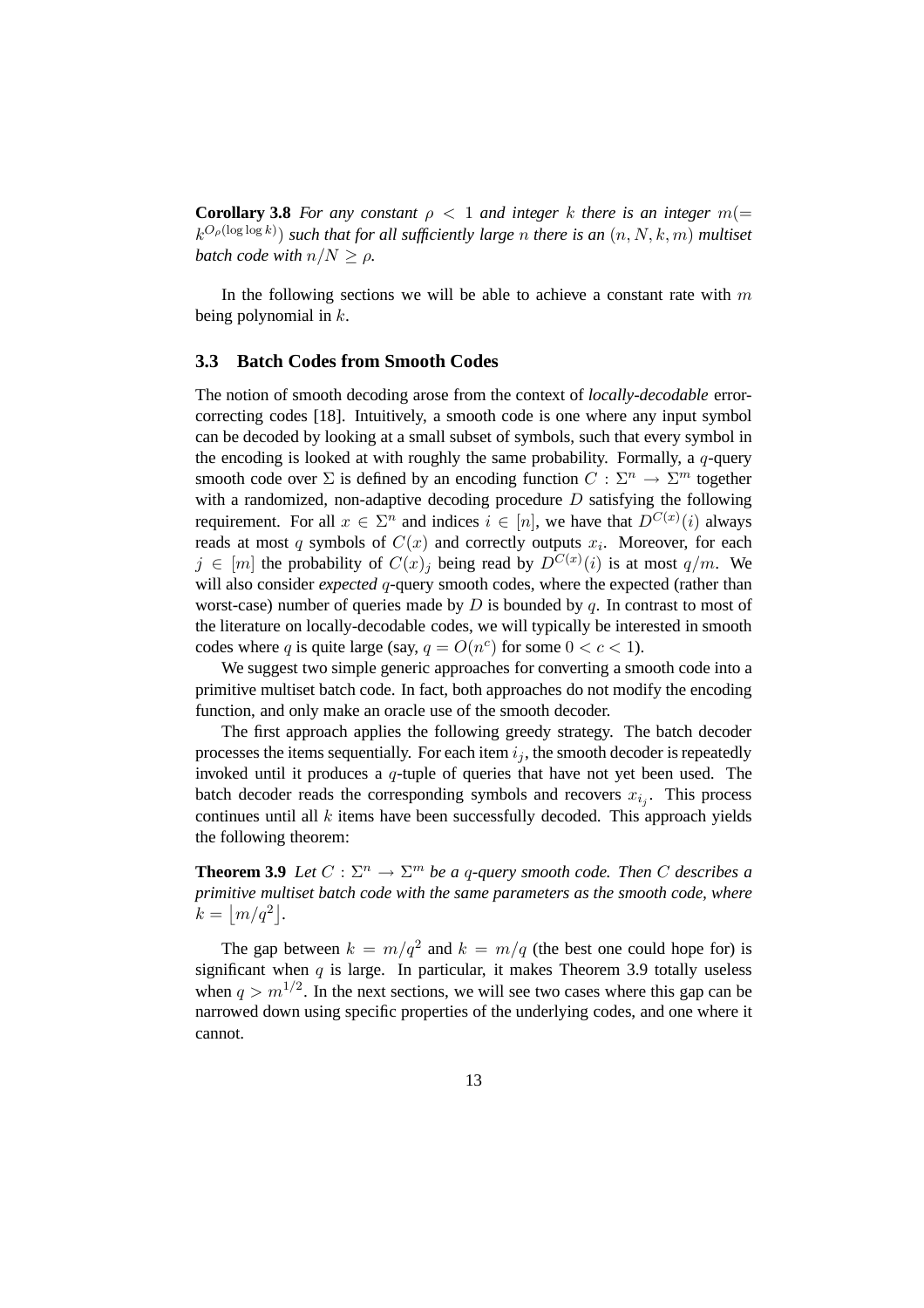**Corollary 3.8** *For any constant $\rho < 1$ and integer $k$ there is an integer $m(= k^{O_\rho(\log\log k)})$ such that for all sufficiently large $n$ there is an $(n, N, k, m)$ multiset batch code with $n/N \geq \rho$.*

In the following sections we will be able to achieve a constant rate with $m$ being polynomial in $k$.

### 3.3 Batch Codes from Smooth Codes

The notion of smooth decoding arose from the context of *locally-decodable* error-correcting codes [18]. Intuitively, a smooth code is one where any input symbol can be decoded by looking at a small subset of symbols, such that every symbol in the encoding is looked at with roughly the same probability. Formally, a $q$-query smooth code over $\Sigma$ is defined by an encoding function $C : \Sigma^n \to \Sigma^m$ together with a randomized, non-adaptive decoding procedure $D$ satisfying the following requirement. For all $x \in \Sigma^n$ and indices $i \in [n]$, we have that $D^{C(x)}(i)$ always reads at most $q$ symbols of $C(x)$ and correctly outputs $x_i$. Moreover, for each $j \in [m]$ the probability of $C(x)_j$ being read by $D^{C(x)}(i)$ is at most $q/m$. We will also consider *expected* $q$-query smooth codes, where the expected (rather than worst-case) number of queries made by $D$ is bounded by $q$. In contrast to most of the literature on locally-decodable codes, we will typically be interested in smooth codes where $q$ is quite large (say, $q = O(n^c)$ for some $0 < c < 1$).

We suggest two simple generic approaches for converting a smooth code into a primitive multiset batch code. In fact, both approaches do not modify the encoding function, and only make an oracle use of the smooth decoder.

The first approach applies the following greedy strategy. The batch decoder processes the items sequentially. For each item $i_j$, the smooth decoder is repeatedly invoked until it produces a $q$-tuple of queries that have not yet been used. The batch decoder reads the corresponding symbols and recovers $x_{i_j}$. This process continues until all $k$ items have been successfully decoded. This approach yields the following theorem:

**Theorem 3.9** *Let $C : \Sigma^n \to \Sigma^m$ be a $q$-query smooth code. Then $C$ describes a primitive multiset batch code with the same parameters as the smooth code, where $k = \lfloor m/q^2 \rfloor$.*

The gap between $k = m/q^2$ and $k = m/q$ (the best one could hope for) is significant when $q$ is large. In particular, it makes Theorem 3.9 totally useless when $q > m^{1/2}$. In the next sections, we will see two cases where this gap can be narrowed down using specific properties of the underlying codes, and one where it cannot.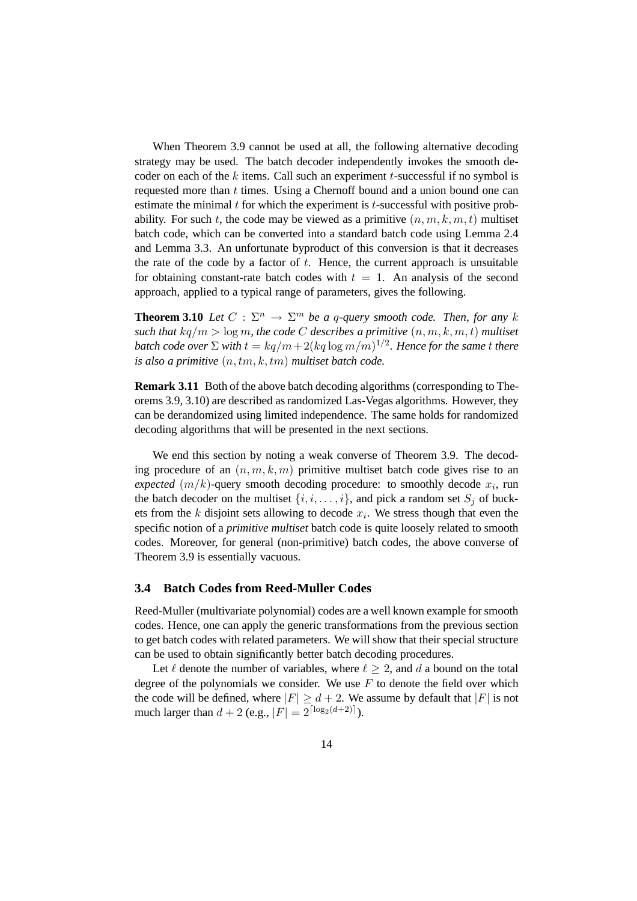When Theorem 3.9 cannot be used at all, the following alternative decoding strategy may be used. The batch decoder independently invokes the smooth decoder on each of the $k$ items. Call such an experiment $t$-successful if no symbol is requested more than $t$ times. Using a Chernoff bound and a union bound one can estimate the minimal $t$ for which the experiment is $t$-successful with positive probability. For such $t$, the code may be viewed as a primitive $(n, m, k, m, t)$ multiset batch code, which can be converted into a standard batch code using Lemma 2.4 and Lemma 3.3. An unfortunate byproduct of this conversion is that it decreases the rate of the code by a factor of $t$. Hence, the current approach is unsuitable for obtaining constant-rate batch codes with $t = 1$. An analysis of the second approach, applied to a typical range of parameters, gives the following.

**Theorem 3.10** *Let $C : \Sigma^n \to \Sigma^m$ be a $q$-query smooth code. Then, for any $k$ such that $kq/m > \log m$, the code $C$ describes a primitive $(n, m, k, m, t)$ multiset batch code over $\Sigma$ with $t = kq/m + 2(kq \log m/m)^{1/2}$. Hence for the same $t$ there is also a primitive $(n, tm, k, tm)$ multiset batch code.*

**Remark 3.11** Both of the above batch decoding algorithms (corresponding to Theorems 3.9, 3.10) are described as randomized Las-Vegas algorithms. However, they can be derandomized using limited independence. The same holds for randomized decoding algorithms that will be presented in the next sections.

We end this section by noting a weak converse of Theorem 3.9. The decoding procedure of an $(n, m, k, m)$ primitive multiset batch code gives rise to an *expected* $(m/k)$-query smooth decoding procedure: to smoothly decode $x_i$, run the batch decoder on the multiset $\{i, i, \ldots, i\}$, and pick a random set $S_j$ of buckets from the $k$ disjoint sets allowing to decode $x_i$. We stress though that even the specific notion of a *primitive multiset* batch code is quite loosely related to smooth codes. Moreover, for general (non-primitive) batch codes, the above converse of Theorem 3.9 is essentially vacuous.

### 3.4 Batch Codes from Reed-Muller Codes

Reed-Muller (multivariate polynomial) codes are a well known example for smooth codes. Hence, one can apply the generic transformations from the previous section to get batch codes with related parameters. We will show that their special structure can be used to obtain significantly better batch decoding procedures.

Let $\ell$ denote the number of variables, where $\ell \geq 2$, and $d$ a bound on the total degree of the polynomials we consider. We use $F$ to denote the field over which the code will be defined, where $|F| \geq d + 2$. We assume by default that $|F|$ is not much larger than $d + 2$ (e.g., $|F| = 2^{\lceil \log_2(d+2) \rceil}$).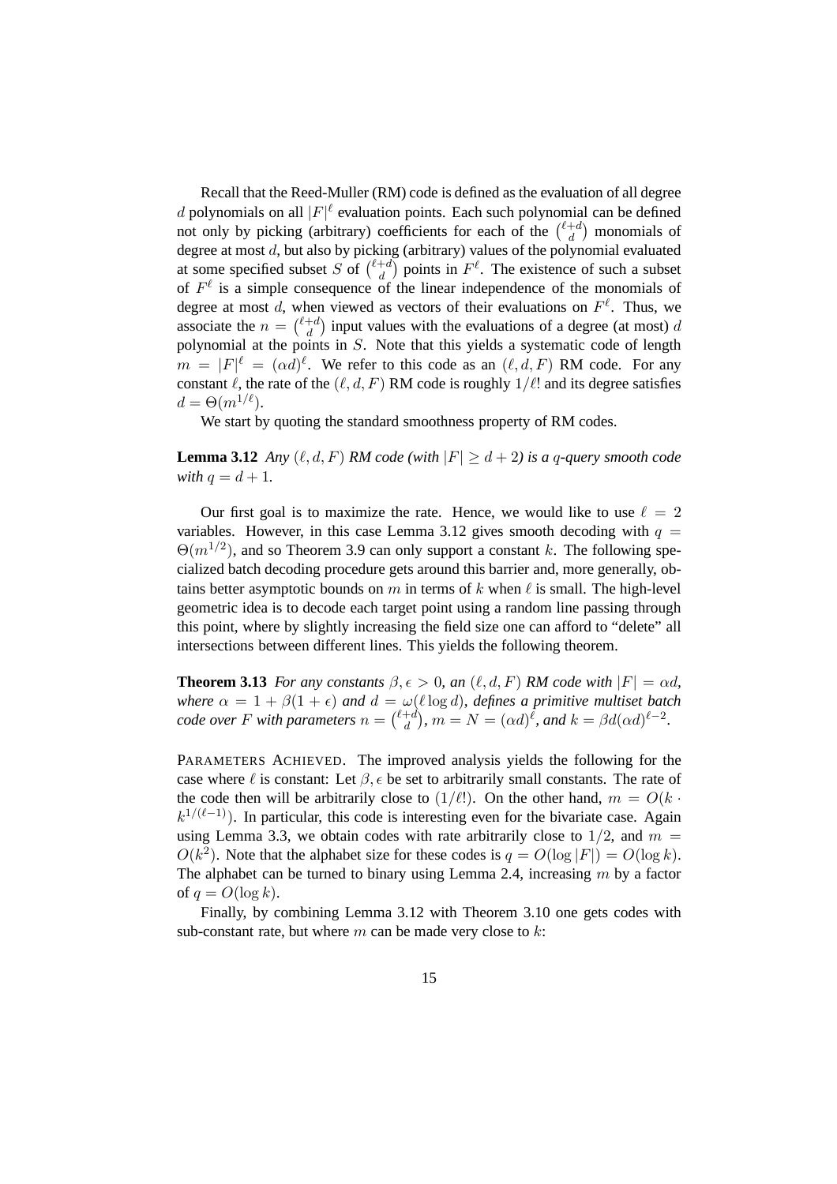Recall that the Reed-Muller (RM) code is defined as the evaluation of all degree $d$ polynomials on all $|F|^\ell$ evaluation points. Each such polynomial can be defined not only by picking (arbitrary) coefficients for each of the $\binom{\ell+d}{d}$ monomials of degree at most $d$, but also by picking (arbitrary) values of the polynomial evaluated at some specified subset $S$ of $\binom{\ell+d}{d}$ points in $F^\ell$. The existence of such a subset of $F^\ell$ is a simple consequence of the linear independence of the monomials of degree at most $d$, when viewed as vectors of their evaluations on $F^\ell$. Thus, we associate the $n = \binom{\ell+d}{d}$ input values with the evaluations of a degree (at most) $d$ polynomial at the points in $S$. Note that this yields a systematic code of length $m = |F|^\ell = (\alpha d)^\ell$. We refer to this code as an $(\ell, d, F)$ RM code. For any constant $\ell$, the rate of the $(\ell, d, F)$ RM code is roughly $1/\ell!$ and its degree satisfies $d = \Theta(m^{1/\ell})$.

We start by quoting the standard smoothness property of RM codes.

**Lemma 3.12** *Any $(\ell, d, F)$ RM code (with $|F| \geq d + 2$) is a $q$-query smooth code with $q = d + 1$.*

Our first goal is to maximize the rate. Hence, we would like to use $\ell = 2$ variables. However, in this case Lemma 3.12 gives smooth decoding with $q = \Theta(m^{1/2})$, and so Theorem 3.9 can only support a constant $k$. The following specialized batch decoding procedure gets around this barrier and, more generally, obtains better asymptotic bounds on $m$ in terms of $k$ when $\ell$ is small. The high-level geometric idea is to decode each target point using a random line passing through this point, where by slightly increasing the field size one can afford to "delete" all intersections between different lines. This yields the following theorem.

**Theorem 3.13** *For any constants $\beta, \epsilon > 0$, an $(\ell, d, F)$ RM code with $|F| = \alpha d$, where $\alpha = 1 + \beta(1 + \epsilon)$ and $d = \omega(\ell \log d)$, defines a primitive multiset batch code over $F$ with parameters $n = \binom{\ell+d}{d}$, $m = N = (\alpha d)^\ell$, and $k = \beta d(\alpha d)^{\ell-2}$.*

PARAMETERS ACHIEVED. The improved analysis yields the following for the case where $\ell$ is constant: Let $\beta, \epsilon$ be set to arbitrarily small constants. The rate of the code then will be arbitrarily close to $(1/\ell!)$. On the other hand, $m = O(k \cdot k^{1/(\ell-1)})$. In particular, this code is interesting even for the bivariate case. Again using Lemma 3.3, we obtain codes with rate arbitrarily close to $1/2$, and $m = O(k^2)$. Note that the alphabet size for these codes is $q = O(\log |F|) = O(\log k)$. The alphabet can be turned to binary using Lemma 2.4, increasing $m$ by a factor of $q = O(\log k)$.

Finally, by combining Lemma 3.12 with Theorem 3.10 one gets codes with sub-constant rate, but where $m$ can be made very close to $k$: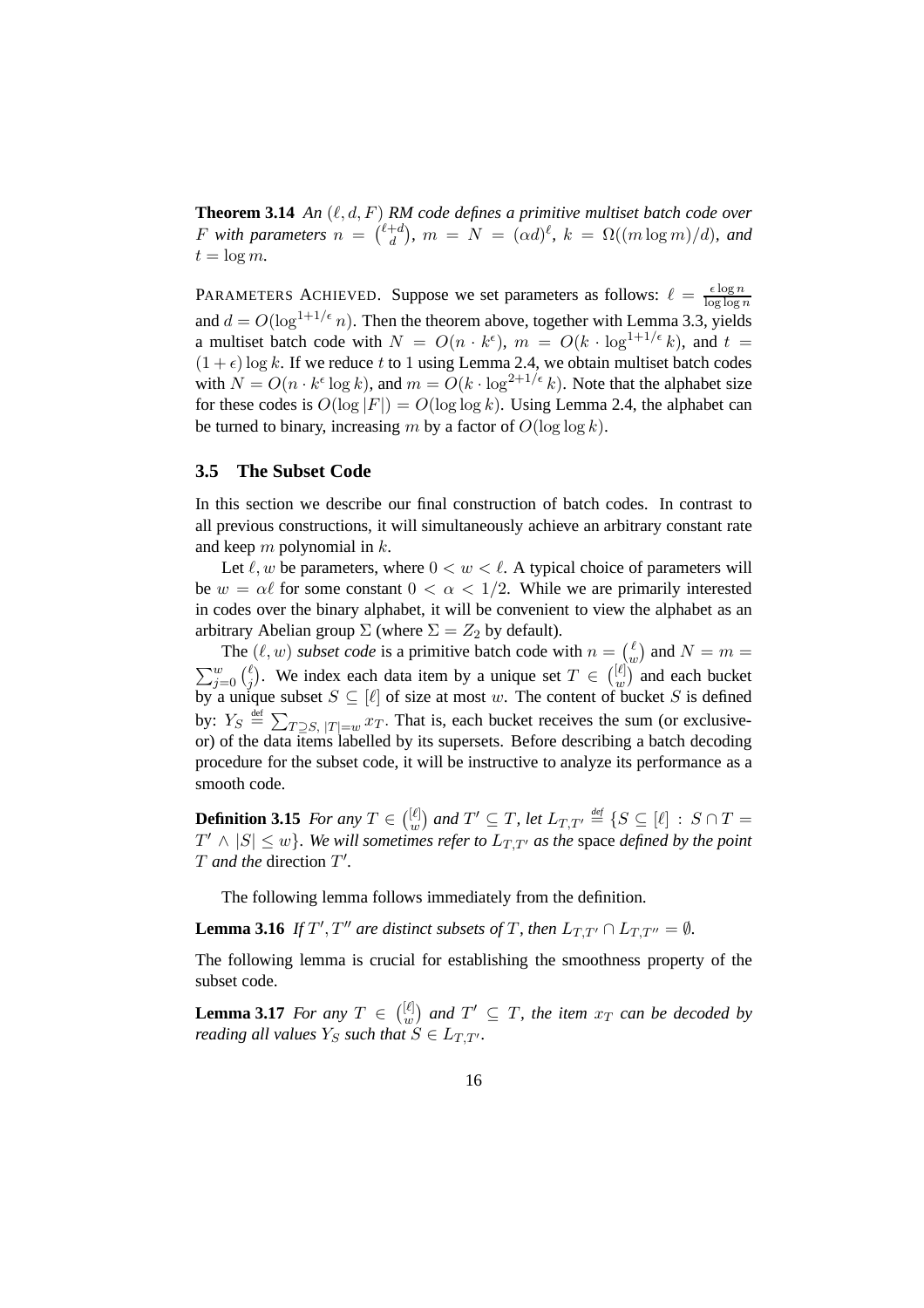**Theorem 3.14** *An $(\ell, d, F)$ RM code defines a primitive multiset batch code over $F$ with parameters $n = \binom{\ell+d}{d}$, $m = N = (\alpha d)^\ell$, $k = \Omega((m \log m)/d)$, and $t = \log m$.*

PARAMETERS ACHIEVED. Suppose we set parameters as follows: $\ell = \frac{\epsilon \log n}{\log \log n}$ and $d = O(\log^{1+1/\epsilon} n)$. Then the theorem above, together with Lemma 3.3, yields a multiset batch code with $N = O(n \cdot k^\epsilon)$, $m = O(k \cdot \log^{1+1/\epsilon} k)$, and $t = (1+\epsilon) \log k$. If we reduce $t$ to 1 using Lemma 2.4, we obtain multiset batch codes with $N = O(n \cdot k^\epsilon \log k)$, and $m = O(k \cdot \log^{2+1/\epsilon} k)$. Note that the alphabet size for these codes is $O(\log |F|) = O(\log \log k)$. Using Lemma 2.4, the alphabet can be turned to binary, increasing $m$ by a factor of $O(\log \log k)$.

### 3.5 The Subset Code

In this section we describe our final construction of batch codes. In contrast to all previous constructions, it will simultaneously achieve an arbitrary constant rate and keep $m$ polynomial in $k$.

Let $\ell, w$ be parameters, where $0 < w < \ell$. A typical choice of parameters will be $w = \alpha \ell$ for some constant $0 < \alpha < 1/2$. While we are primarily interested in codes over the binary alphabet, it will be convenient to view the alphabet as an arbitrary Abelian group $\Sigma$ (where $\Sigma = Z_2$ by default).

The $(\ell, w)$ *subset code* is a primitive batch code with $n = \binom{\ell}{w}$ and $N = m = \sum_{j=0}^{w} \binom{\ell}{j}$. We index each data item by a unique set $T \in \binom{[\ell]}{w}$ and each bucket by a unique subset $S \subseteq [\ell]$ of size at most $w$. The content of bucket $S$ is defined by: $Y_S \stackrel{\text{def}}{=} \sum_{T \supseteq S, |T|=w} x_T$. That is, each bucket receives the sum (or exclusive-or) of the data items labelled by its supersets. Before describing a batch decoding procedure for the subset code, it will be instructive to analyze its performance as a smooth code.

**Definition 3.15** *For any $T \in \binom{[\ell]}{w}$ and $T' \subseteq T$, let $L_{T,T'} \stackrel{\text{def}}{=} \{S \subseteq [\ell] : S \cap T = T' \wedge |S| \leq w\}$. We will sometimes refer to $L_{T,T'}$ as the* space *defined by the point $T$ and the* direction *$T'$.*

The following lemma follows immediately from the definition.

**Lemma 3.16** *If $T', T''$ are distinct subsets of $T$, then $L_{T,T'} \cap L_{T,T''} = \emptyset$.*

The following lemma is crucial for establishing the smoothness property of the subset code.

**Lemma 3.17** *For any $T \in \binom{[\ell]}{w}$ and $T' \subseteq T$, the item $x_T$ can be decoded by reading all values $Y_S$ such that $S \in L_{T,T'}$.*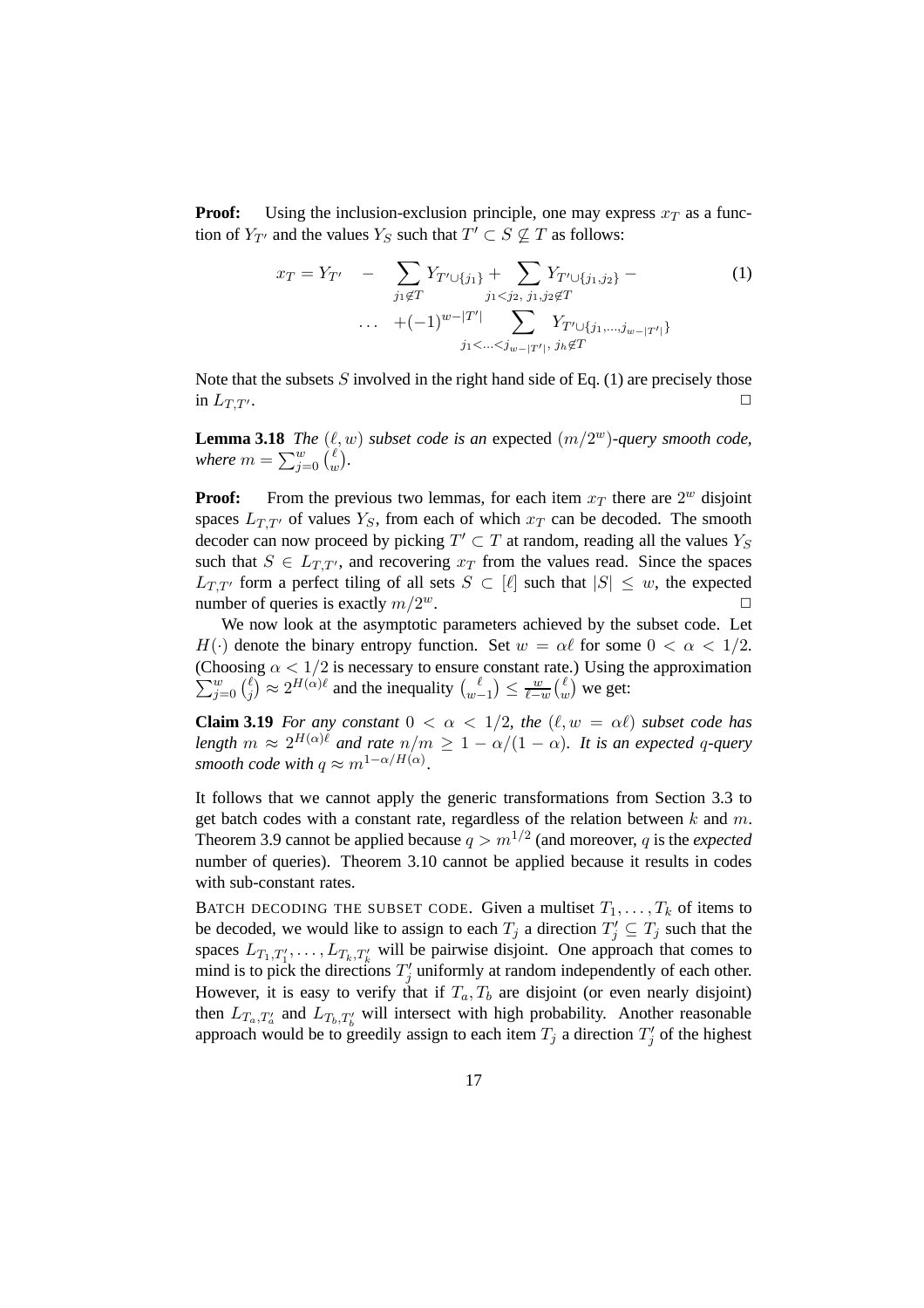**Proof:** Using the inclusion-exclusion principle, one may express $x_T$ as a function of $Y_{T'}$ and the values $Y_S$ such that $T' \subset S \not\subseteq T$ as follows:

$$x_T = Y_{T'} \quad - \quad \sum_{j_1 \notin T} Y_{T' \cup \{j_1\}} + \sum_{j_1 < j_2,\, j_1, j_2 \notin T} Y_{T' \cup \{j_1, j_2\}} - \qquad (1)$$
$$\ldots \quad +(-1)^{w-|T'|} \sum_{j_1 < \ldots < j_{w-|T'|},\, j_h \notin T} Y_{T' \cup \{j_1, \ldots, j_{w-|T'|}\}}$$

Note that the subsets $S$ involved in the right hand side of Eq. (1) are precisely those in $L_{T,T'}$. □

**Lemma 3.18** *The* $(\ell, w)$ *subset code is an* expected $(m/2^w)$*-query smooth code, where* $m = \sum_{j=0}^{w} \binom{\ell}{w}$.

**Proof:** From the previous two lemmas, for each item $x_T$ there are $2^w$ disjoint spaces $L_{T,T'}$ of values $Y_S$, from each of which $x_T$ can be decoded. The smooth decoder can now proceed by picking $T' \subset T$ at random, reading all the values $Y_S$ such that $S \in L_{T,T'}$, and recovering $x_T$ from the values read. Since the spaces $L_{T,T'}$ form a perfect tiling of all sets $S \subset [\ell]$ such that $|S| \le w$, the expected number of queries is exactly $m/2^w$. □

We now look at the asymptotic parameters achieved by the subset code. Let $H(\cdot)$ denote the binary entropy function. Set $w = \alpha\ell$ for some $0 < \alpha < 1/2$. (Choosing $\alpha < 1/2$ is necessary to ensure constant rate.) Using the approximation $\sum_{j=0}^{w} \binom{\ell}{j} \approx 2^{H(\alpha)\ell}$ and the inequality $\binom{\ell}{w-1} \le \frac{w}{\ell-w}\binom{\ell}{w}$ we get:

**Claim 3.19** *For any constant* $0 < \alpha < 1/2$*, the* $(\ell, w = \alpha\ell)$ *subset code has length* $m \approx 2^{H(\alpha)\ell}$ *and rate* $n/m \ge 1 - \alpha/(1-\alpha)$*. It is an expected* $q$*-query smooth code with* $q \approx m^{1-\alpha/H(\alpha)}$*.*

It follows that we cannot apply the generic transformations from Section 3.3 to get batch codes with a constant rate, regardless of the relation between $k$ and $m$. Theorem 3.9 cannot be applied because $q > m^{1/2}$ (and moreover, $q$ is the *expected* number of queries). Theorem 3.10 cannot be applied because it results in codes with sub-constant rates.

BATCH DECODING THE SUBSET CODE. Given a multiset $T_1, \ldots, T_k$ of items to be decoded, we would like to assign to each $T_j$ a direction $T'_j \subseteq T_j$ such that the spaces $L_{T_1,T'_1}, \ldots, L_{T_k,T'_k}$ will be pairwise disjoint. One approach that comes to mind is to pick the directions $T'_j$ uniformly at random independently of each other. However, it is easy to verify that if $T_a, T_b$ are disjoint (or even nearly disjoint) then $L_{T_a,T'_a}$ and $L_{T_b,T'_b}$ will intersect with high probability. Another reasonable approach would be to greedily assign to each item $T_j$ a direction $T'_j$ of the highest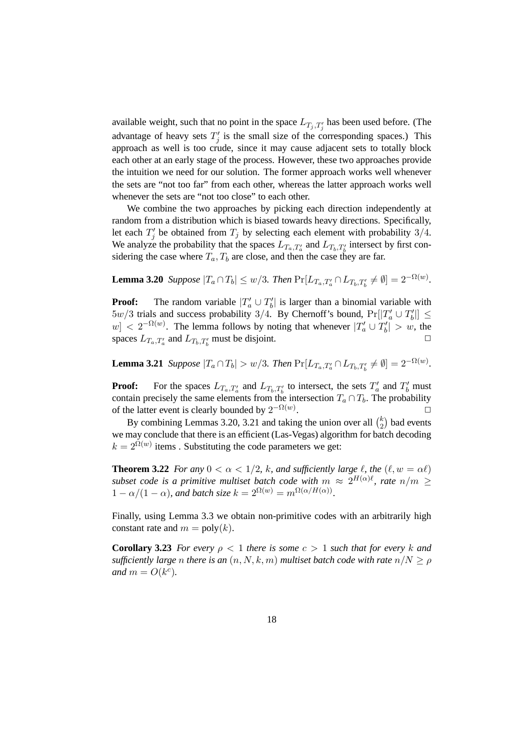available weight, such that no point in the space $L_{T_j,T'_j}$ has been used before. (The advantage of heavy sets $T'_j$ is the small size of the corresponding spaces.) This approach as well is too crude, since it may cause adjacent sets to totally block each other at an early stage of the process. However, these two approaches provide the intuition we need for our solution. The former approach works well whenever the sets are "not too far" from each other, whereas the latter approach works well whenever the sets are "not too close" to each other.

We combine the two approaches by picking each direction independently at random from a distribution which is biased towards heavy directions. Specifically, let each $T'_j$ be obtained from $T_j$ by selecting each element with probability $3/4$. We analyze the probability that the spaces $L_{T_a,T'_a}$ and $L_{T_b,T'_b}$ intersect by first considering the case where $T_a, T_b$ are close, and then the case they are far.

**Lemma 3.20** *Suppose* $|T_a \cap T_b| \leq w/3$. *Then* $\Pr[L_{T_a,T'_a} \cap L_{T_b,T'_b} \neq \emptyset] = 2^{-\Omega(w)}$.

**Proof:** The random variable $|T'_a \cup T'_b|$ is larger than a binomial variable with $5w/3$ trials and success probability $3/4$. By Chernoff's bound, $\Pr[|T'_a \cup T'_b|] \leq w] < 2^{-\Omega(w)}$. The lemma follows by noting that whenever $|T'_a \cup T'_b| > w$, the spaces $L_{T_a,T'_a}$ and $L_{T_b,T'_b}$ must be disjoint. □

**Lemma 3.21** *Suppose* $|T_a \cap T_b| > w/3$. *Then* $\Pr[L_{T_a,T'_a} \cap L_{T_b,T'_b} \neq \emptyset] = 2^{-\Omega(w)}$.

**Proof:** For the spaces $L_{T_a,T'_a}$ and $L_{T_b,T'_b}$ to intersect, the sets $T'_a$ and $T'_b$ must contain precisely the same elements from the intersection $T_a \cap T_b$. The probability of the latter event is clearly bounded by $2^{-\Omega(w)}$. □

By combining Lemmas 3.20, 3.21 and taking the union over all $\binom{k}{2}$ bad events we may conclude that there is an efficient (Las-Vegas) algorithm for batch decoding $k = 2^{\Omega(w)}$ items . Substituting the code parameters we get:

**Theorem 3.22** *For any* $0 < \alpha < 1/2$, $k$, *and sufficiently large* $\ell$, *the* $(\ell, w = \alpha\ell)$ *subset code is a primitive multiset batch code with* $m \approx 2^{H(\alpha)\ell}$, *rate* $n/m \geq 1 - \alpha/(1-\alpha)$, *and batch size* $k = 2^{\Omega(w)} = m^{\Omega(\alpha/H(\alpha))}$.

Finally, using Lemma 3.3 we obtain non-primitive codes with an arbitrarily high constant rate and $m = \text{poly}(k)$.

**Corollary 3.23** *For every* $\rho < 1$ *there is some* $c > 1$ *such that for every* $k$ *and sufficiently large* $n$ *there is an* $(n, N, k, m)$ *multiset batch code with rate* $n/N \geq \rho$ *and* $m = O(k^c)$.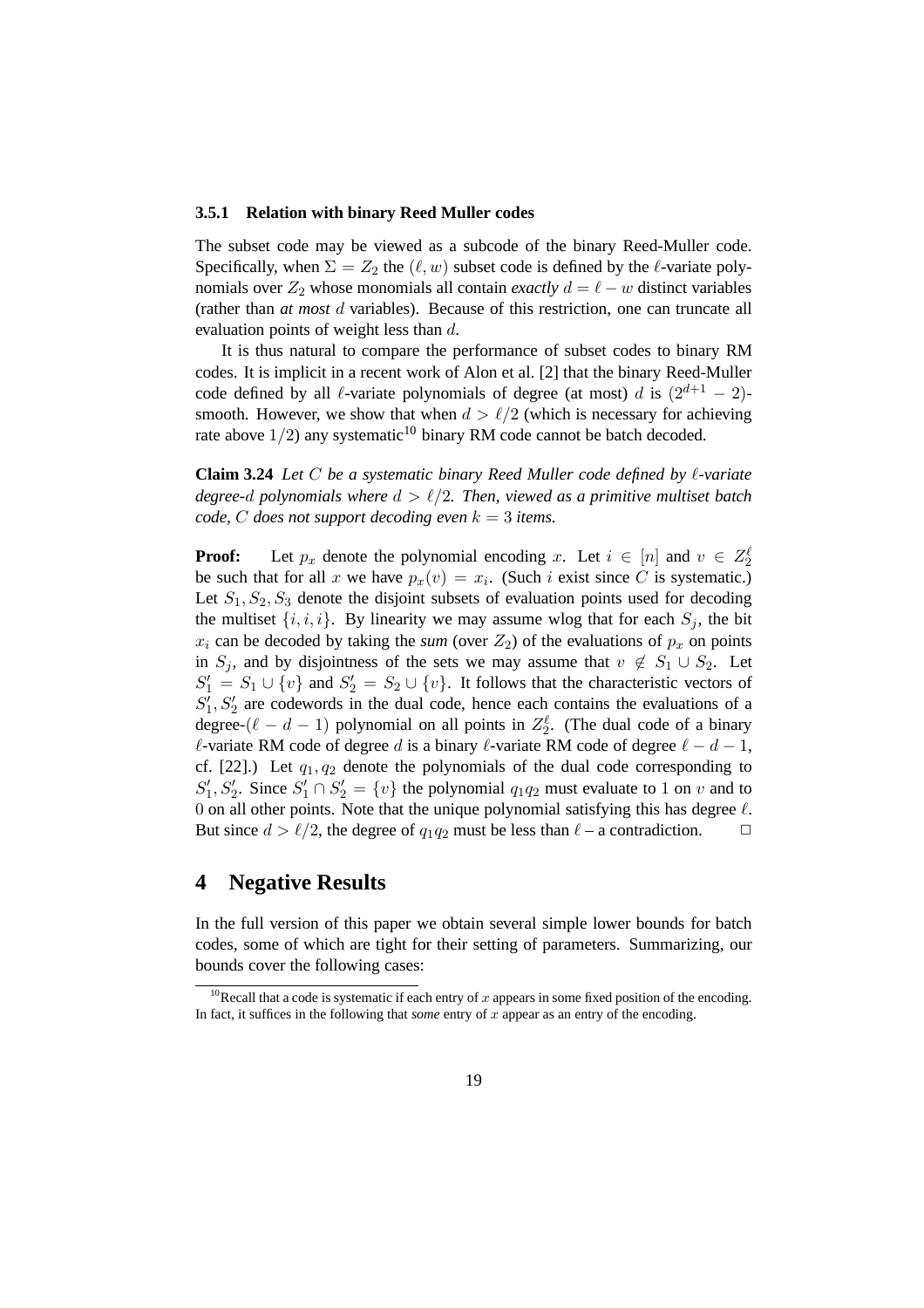### 3.5.1 Relation with binary Reed Muller codes

The subset code may be viewed as a subcode of the binary Reed-Muller code. Specifically, when $\Sigma = Z_2$ the $(\ell, w)$ subset code is defined by the $\ell$-variate polynomials over $Z_2$ whose monomials all contain *exactly* $d = \ell - w$ distinct variables (rather than *at most* $d$ variables). Because of this restriction, one can truncate all evaluation points of weight less than $d$.

It is thus natural to compare the performance of subset codes to binary RM codes. It is implicit in a recent work of Alon et al. [2] that the binary Reed-Muller code defined by all $\ell$-variate polynomials of degree (at most) $d$ is $(2^{d+1} - 2)$-smooth. However, we show that when $d > \ell/2$ (which is necessary for achieving rate above $1/2$) any systematic[10] binary RM code cannot be batch decoded.

**Claim 3.24** *Let $C$ be a systematic binary Reed Muller code defined by $\ell$-variate degree-$d$ polynomials where $d > \ell/2$. Then, viewed as a primitive multiset batch code, $C$ does not support decoding even $k = 3$ items.*

**Proof:** Let $p_x$ denote the polynomial encoding $x$. Let $i \in [n]$ and $v \in Z_2^\ell$ be such that for all $x$ we have $p_x(v) = x_i$. (Such $i$ exist since $C$ is systematic.) Let $S_1, S_2, S_3$ denote the disjoint subsets of evaluation points used for decoding the multiset $\{i, i, i\}$. By linearity we may assume wlog that for each $S_j$, the bit $x_i$ can be decoded by taking the *sum* (over $Z_2$) of the evaluations of $p_x$ on points in $S_j$, and by disjointness of the sets we may assume that $v \notin S_1 \cup S_2$. Let $S'_1 = S_1 \cup \{v\}$ and $S'_2 = S_2 \cup \{v\}$. It follows that the characteristic vectors of $S'_1, S'_2$ are codewords in the dual code, hence each contains the evaluations of a degree-$(\ell - d - 1)$ polynomial on all points in $Z_2^\ell$. (The dual code of a binary $\ell$-variate RM code of degree $d$ is a binary $\ell$-variate RM code of degree $\ell - d - 1$, cf. [22].) Let $q_1, q_2$ denote the polynomials of the dual code corresponding to $S'_1, S'_2$. Since $S'_1 \cap S'_2 = \{v\}$ the polynomial $q_1 q_2$ must evaluate to 1 on $v$ and to 0 on all other points. Note that the unique polynomial satisfying this has degree $\ell$. But since $d > \ell/2$, the degree of $q_1 q_2$ must be less than $\ell$ – a contradiction. $\square$

# 4 Negative Results

In the full version of this paper we obtain several simple lower bounds for batch codes, some of which are tight for their setting of parameters. Summarizing, our bounds cover the following cases:

[10] Recall that a code is systematic if each entry of $x$ appears in some fixed position of the encoding. In fact, it suffices in the following that *some* entry of $x$ appear as an entry of the encoding.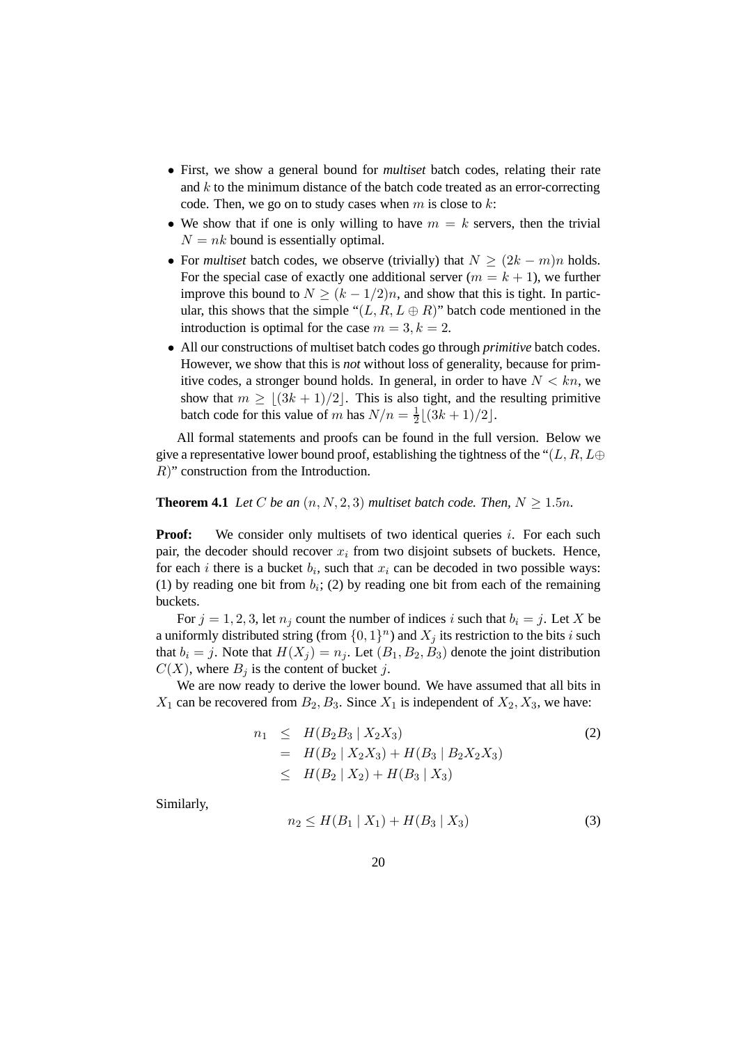- First, we show a general bound for *multiset* batch codes, relating their rate and $k$ to the minimum distance of the batch code treated as an error-correcting code. Then, we go on to study cases when $m$ is close to $k$:
- We show that if one is only willing to have $m = k$ servers, then the trivial $N = nk$ bound is essentially optimal.
- For *multiset* batch codes, we observe (trivially) that $N \geq (2k - m)n$ holds. For the special case of exactly one additional server ($m = k + 1$), we further improve this bound to $N \geq (k - 1/2)n$, and show that this is tight. In particular, this shows that the simple "$(L, R, L \oplus R)$" batch code mentioned in the introduction is optimal for the case $m = 3, k = 2$.
- All our constructions of multiset batch codes go through *primitive* batch codes. However, we show that this is *not* without loss of generality, because for primitive codes, a stronger bound holds. In general, in order to have $N < kn$, we show that $m \geq \lfloor (3k + 1)/2 \rfloor$. This is also tight, and the resulting primitive batch code for this value of $m$ has $N/n = \frac{1}{2}\lfloor (3k + 1)/2 \rfloor$.

All formal statements and proofs can be found in the full version. Below we give a representative lower bound proof, establishing the tightness of the "$(L, R, L \oplus R)$" construction from the Introduction.

**Theorem 4.1** *Let $C$ be an $(n, N, 2, 3)$ multiset batch code. Then, $N \geq 1.5n$.*

**Proof:** We consider only multisets of two identical queries $i$. For each such pair, the decoder should recover $x_i$ from two disjoint subsets of buckets. Hence, for each $i$ there is a bucket $b_i$, such that $x_i$ can be decoded in two possible ways: (1) by reading one bit from $b_i$; (2) by reading one bit from each of the remaining buckets.

For $j = 1, 2, 3$, let $n_j$ count the number of indices $i$ such that $b_i = j$. Let $X$ be a uniformly distributed string (from $\{0, 1\}^n$) and $X_j$ its restriction to the bits $i$ such that $b_i = j$. Note that $H(X_j) = n_j$. Let $(B_1, B_2, B_3)$ denote the joint distribution $C(X)$, where $B_j$ is the content of bucket $j$.

We are now ready to derive the lower bound. We have assumed that all bits in $X_1$ can be recovered from $B_2, B_3$. Since $X_1$ is independent of $X_2, X_3$, we have:

$$
\begin{aligned}
n_1 &\leq H(B_2 B_3 \mid X_2 X_3) \\
&= H(B_2 \mid X_2 X_3) + H(B_3 \mid B_2 X_2 X_3) \\
&\leq H(B_2 \mid X_2) + H(B_3 \mid X_3)
\end{aligned}
\tag{2}
$$

Similarly,

$$
n_2 \leq H(B_1 \mid X_1) + H(B_3 \mid X_3) \tag{3}
$$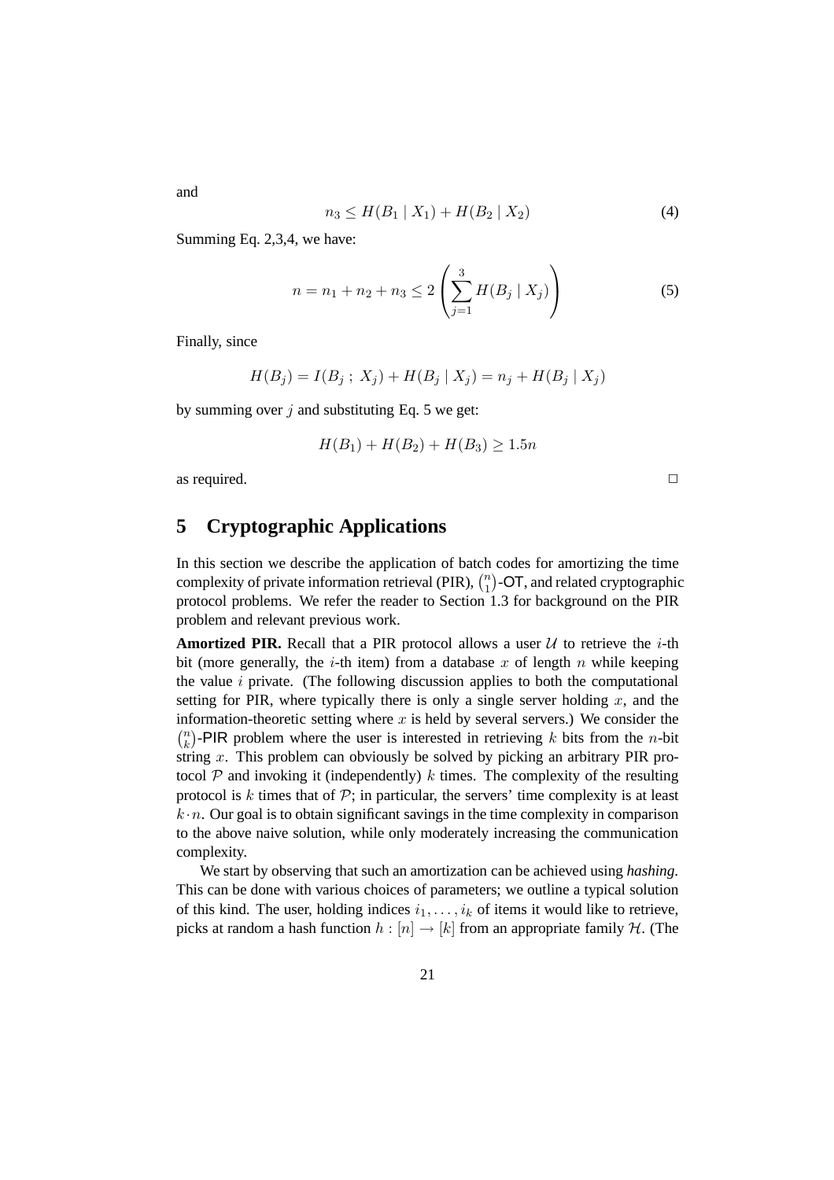and

$$n_3 \leq H(B_1 \mid X_1) + H(B_2 \mid X_2) \tag{4}$$

Summing Eq. 2,3,4, we have:

$$n = n_1 + n_2 + n_3 \leq 2 \left( \sum_{j=1}^{3} H(B_j \mid X_j) \right) \tag{5}$$

Finally, since

$$H(B_j) = I(B_j \,;\, X_j) + H(B_j \mid X_j) = n_j + H(B_j \mid X_j)$$

by summing over $j$ and substituting Eq. 5 we get:

$$H(B_1) + H(B_2) + H(B_3) \geq 1.5n$$

as required. □

## 5 Cryptographic Applications

In this section we describe the application of batch codes for amortizing the time complexity of private information retrieval (PIR), $\binom{n}{1}$-OT, and related cryptographic protocol problems. We refer the reader to Section 1.3 for background on the PIR problem and relevant previous work.

**Amortized PIR.** Recall that a PIR protocol allows a user $\mathcal{U}$ to retrieve the $i$-th bit (more generally, the $i$-th item) from a database $x$ of length $n$ while keeping the value $i$ private. (The following discussion applies to both the computational setting for PIR, where typically there is only a single server holding $x$, and the information-theoretic setting where $x$ is held by several servers.) We consider the $\binom{n}{k}$-PIR problem where the user is interested in retrieving $k$ bits from the $n$-bit string $x$. This problem can obviously be solved by picking an arbitrary PIR protocol $\mathcal{P}$ and invoking it (independently) $k$ times. The complexity of the resulting protocol is $k$ times that of $\mathcal{P}$; in particular, the servers' time complexity is at least $k \cdot n$. Our goal is to obtain significant savings in the time complexity in comparison to the above naive solution, while only moderately increasing the communication complexity.

We start by observing that such an amortization can be achieved using *hashing*. This can be done with various choices of parameters; we outline a typical solution of this kind. The user, holding indices $i_1, \ldots, i_k$ of items it would like to retrieve, picks at random a hash function $h : [n] \rightarrow [k]$ from an appropriate family $\mathcal{H}$. (The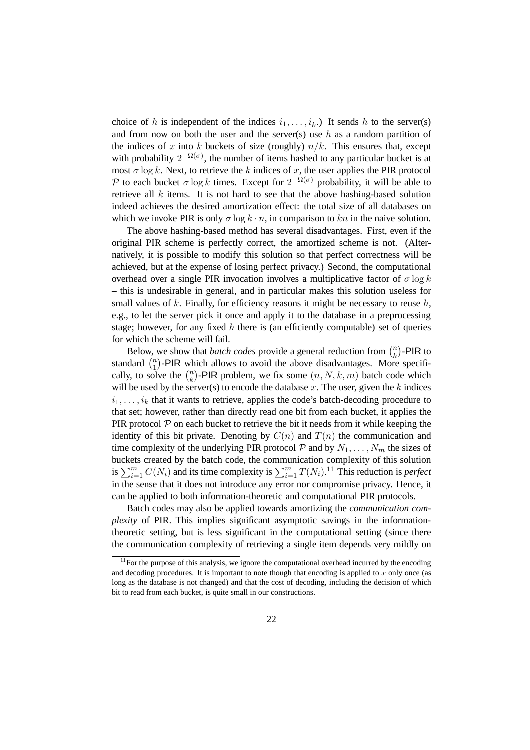choice of $h$ is independent of the indices $i_1, \ldots, i_k$.) It sends $h$ to the server(s) and from now on both the user and the server(s) use $h$ as a random partition of the indices of $x$ into $k$ buckets of size (roughly) $n/k$. This ensures that, except with probability $2^{-\Omega(\sigma)}$, the number of items hashed to any particular bucket is at most $\sigma \log k$. Next, to retrieve the $k$ indices of $x$, the user applies the PIR protocol $\mathcal{P}$ to each bucket $\sigma \log k$ times. Except for $2^{-\Omega(\sigma)}$ probability, it will be able to retrieve all $k$ items. It is not hard to see that the above hashing-based solution indeed achieves the desired amortization effect: the total size of all databases on which we invoke PIR is only $\sigma \log k \cdot n$, in comparison to $kn$ in the naive solution.

The above hashing-based method has several disadvantages. First, even if the original PIR scheme is perfectly correct, the amortized scheme is not. (Alternatively, it is possible to modify this solution so that perfect correctness will be achieved, but at the expense of losing perfect privacy.) Second, the computational overhead over a single PIR invocation involves a multiplicative factor of $\sigma \log k$ – this is undesirable in general, and in particular makes this solution useless for small values of $k$. Finally, for efficiency reasons it might be necessary to reuse $h$, e.g., to let the server pick it once and apply it to the database in a preprocessing stage; however, for any fixed $h$ there is (an efficiently computable) set of queries for which the scheme will fail.

Below, we show that *batch codes* provide a general reduction from $\binom{n}{k}$-PIR to standard $\binom{n}{1}$-PIR which allows to avoid the above disadvantages. More specifically, to solve the $\binom{n}{k}$-PIR problem, we fix some $(n, N, k, m)$ batch code which will be used by the server(s) to encode the database $x$. The user, given the $k$ indices $i_1, \ldots, i_k$ that it wants to retrieve, applies the code's batch-decoding procedure to that set; however, rather than directly read one bit from each bucket, it applies the PIR protocol $\mathcal{P}$ on each bucket to retrieve the bit it needs from it while keeping the identity of this bit private. Denoting by $C(n)$ and $T(n)$ the communication and time complexity of the underlying PIR protocol $\mathcal{P}$ and by $N_1, \ldots, N_m$ the sizes of buckets created by the batch code, the communication complexity of this solution is $\sum_{i=1}^{m} C(N_i)$ and its time complexity is $\sum_{i=1}^{m} T(N_i)$.[11] This reduction is *perfect* in the sense that it does not introduce any error nor compromise privacy. Hence, it can be applied to both information-theoretic and computational PIR protocols.

Batch codes may also be applied towards amortizing the *communication complexity* of PIR. This implies significant asymptotic savings in the information-theoretic setting, but is less significant in the computational setting (since there the communication complexity of retrieving a single item depends very mildly on

[11] For the purpose of this analysis, we ignore the computational overhead incurred by the encoding and decoding procedures. It is important to note though that encoding is applied to $x$ only once (as long as the database is not changed) and that the cost of decoding, including the decision of which bit to read from each bucket, is quite small in our constructions.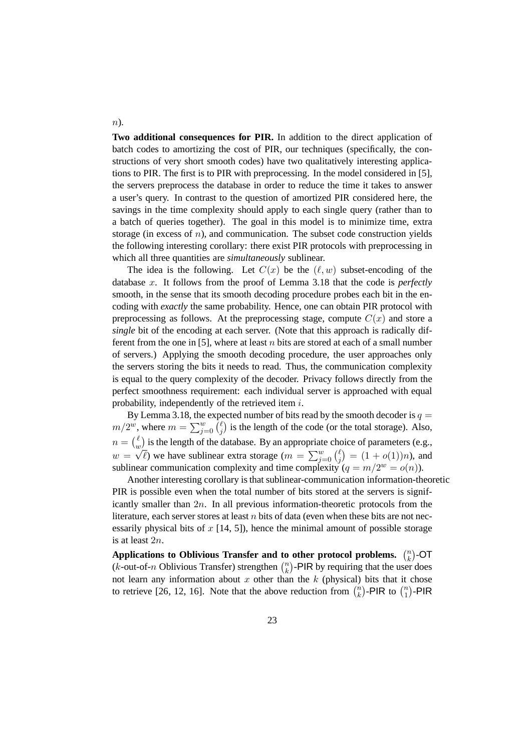$n$).

**Two additional consequences for PIR.** In addition to the direct application of batch codes to amortizing the cost of PIR, our techniques (specifically, the constructions of very short smooth codes) have two qualitatively interesting applications to PIR. The first is to PIR with preprocessing. In the model considered in [5], the servers preprocess the database in order to reduce the time it takes to answer a user's query. In contrast to the question of amortized PIR considered here, the savings in the time complexity should apply to each single query (rather than to a batch of queries together). The goal in this model is to minimize time, extra storage (in excess of $n$), and communication. The subset code construction yields the following interesting corollary: there exist PIR protocols with preprocessing in which all three quantities are *simultaneously* sublinear.

The idea is the following. Let $C(x)$ be the $(\ell, w)$ subset-encoding of the database $x$. It follows from the proof of Lemma 3.18 that the code is *perfectly* smooth, in the sense that its smooth decoding procedure probes each bit in the encoding with *exactly* the same probability. Hence, one can obtain PIR protocol with preprocessing as follows. At the preprocessing stage, compute $C(x)$ and store a *single* bit of the encoding at each server. (Note that this approach is radically different from the one in [5], where at least $n$ bits are stored at each of a small number of servers.) Applying the smooth decoding procedure, the user approaches only the servers storing the bits it needs to read. Thus, the communication complexity is equal to the query complexity of the decoder. Privacy follows directly from the perfect smoothness requirement: each individual server is approached with equal probability, independently of the retrieved item $i$.

By Lemma 3.18, the expected number of bits read by the smooth decoder is $q = m/2^w$, where $m = \sum_{j=0}^{w} \binom{\ell}{j}$ is the length of the code (or the total storage). Also, $n = \binom{\ell}{w}$ is the length of the database. By an appropriate choice of parameters (e.g., $w = \sqrt{\ell}$) we have sublinear extra storage ($m = \sum_{j=0}^{w} \binom{\ell}{j} = (1 + o(1))n$), and sublinear communication complexity and time complexity ($q = m/2^w = o(n)$).

Another interesting corollary is that sublinear-communication information-theoretic PIR is possible even when the total number of bits stored at the servers is significantly smaller than $2n$. In all previous information-theoretic protocols from the literature, each server stores at least $n$ bits of data (even when these bits are not necessarily physical bits of $x$ [14, 5]), hence the minimal amount of possible storage is at least $2n$.

**Applications to Oblivious Transfer and to other protocol problems.** $\binom{n}{k}$-OT ($k$-out-of-$n$ Oblivious Transfer) strengthen $\binom{n}{k}$-PIR by requiring that the user does not learn any information about $x$ other than the $k$ (physical) bits that it chose to retrieve [26, 12, 16]. Note that the above reduction from $\binom{n}{k}$-PIR to $\binom{n}{1}$-PIR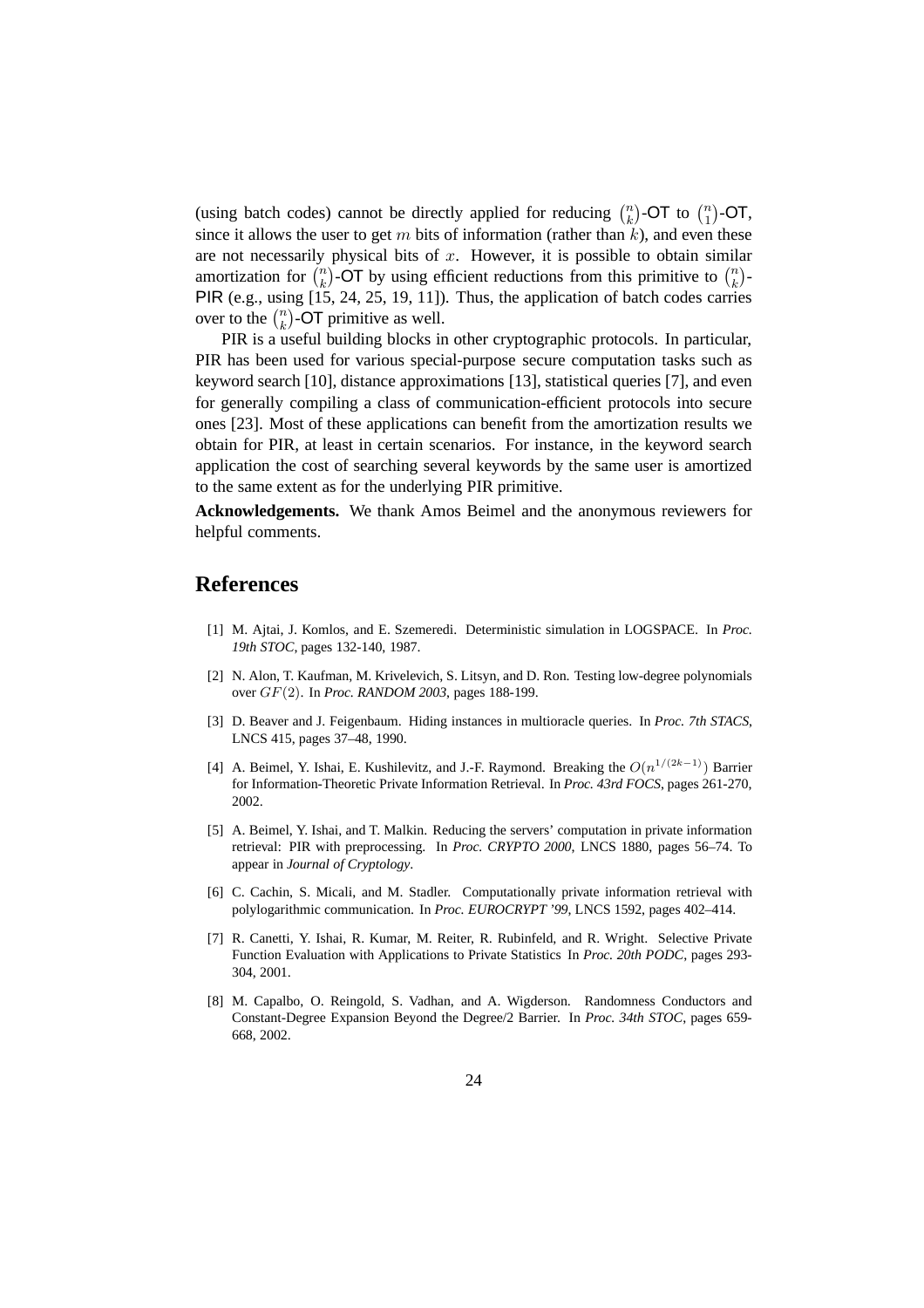(using batch codes) cannot be directly applied for reducing $\binom{n}{k}$-OT to $\binom{n}{1}$-OT, since it allows the user to get $m$ bits of information (rather than $k$), and even these are not necessarily physical bits of $x$. However, it is possible to obtain similar amortization for $\binom{n}{k}$-OT by using efficient reductions from this primitive to $\binom{n}{k}$-PIR (e.g., using [15, 24, 25, 19, 11]). Thus, the application of batch codes carries over to the $\binom{n}{k}$-OT primitive as well.

PIR is a useful building blocks in other cryptographic protocols. In particular, PIR has been used for various special-purpose secure computation tasks such as keyword search [10], distance approximations [13], statistical queries [7], and even for generally compiling a class of communication-efficient protocols into secure ones [23]. Most of these applications can benefit from the amortization results we obtain for PIR, at least in certain scenarios. For instance, in the keyword search application the cost of searching several keywords by the same user is amortized to the same extent as for the underlying PIR primitive.

**Acknowledgements.** We thank Amos Beimel and the anonymous reviewers for helpful comments.

# References

[1] M. Ajtai, J. Komlos, and E. Szemeredi. Deterministic simulation in LOGSPACE. In *Proc. 19th STOC*, pages 132-140, 1987.

[2] N. Alon, T. Kaufman, M. Krivelevich, S. Litsyn, and D. Ron. Testing low-degree polynomials over $GF(2)$. In *Proc. RANDOM 2003*, pages 188-199.

[3] D. Beaver and J. Feigenbaum. Hiding instances in multioracle queries. In *Proc. 7th STACS*, LNCS 415, pages 37–48, 1990.

[4] A. Beimel, Y. Ishai, E. Kushilevitz, and J.-F. Raymond. Breaking the $O(n^{1/(2k-1)})$ Barrier for Information-Theoretic Private Information Retrieval. In *Proc. 43rd FOCS*, pages 261-270, 2002.

[5] A. Beimel, Y. Ishai, and T. Malkin. Reducing the servers' computation in private information retrieval: PIR with preprocessing. In *Proc. CRYPTO 2000*, LNCS 1880, pages 56–74. To appear in *Journal of Cryptology*.

[6] C. Cachin, S. Micali, and M. Stadler. Computationally private information retrieval with polylogarithmic communication. In *Proc. EUROCRYPT '99*, LNCS 1592, pages 402–414.

[7] R. Canetti, Y. Ishai, R. Kumar, M. Reiter, R. Rubinfeld, and R. Wright. Selective Private Function Evaluation with Applications to Private Statistics In *Proc. 20th PODC*, pages 293-304, 2001.

[8] M. Capalbo, O. Reingold, S. Vadhan, and A. Wigderson. Randomness Conductors and Constant-Degree Expansion Beyond the Degree/2 Barrier. In *Proc. 34th STOC*, pages 659-668, 2002.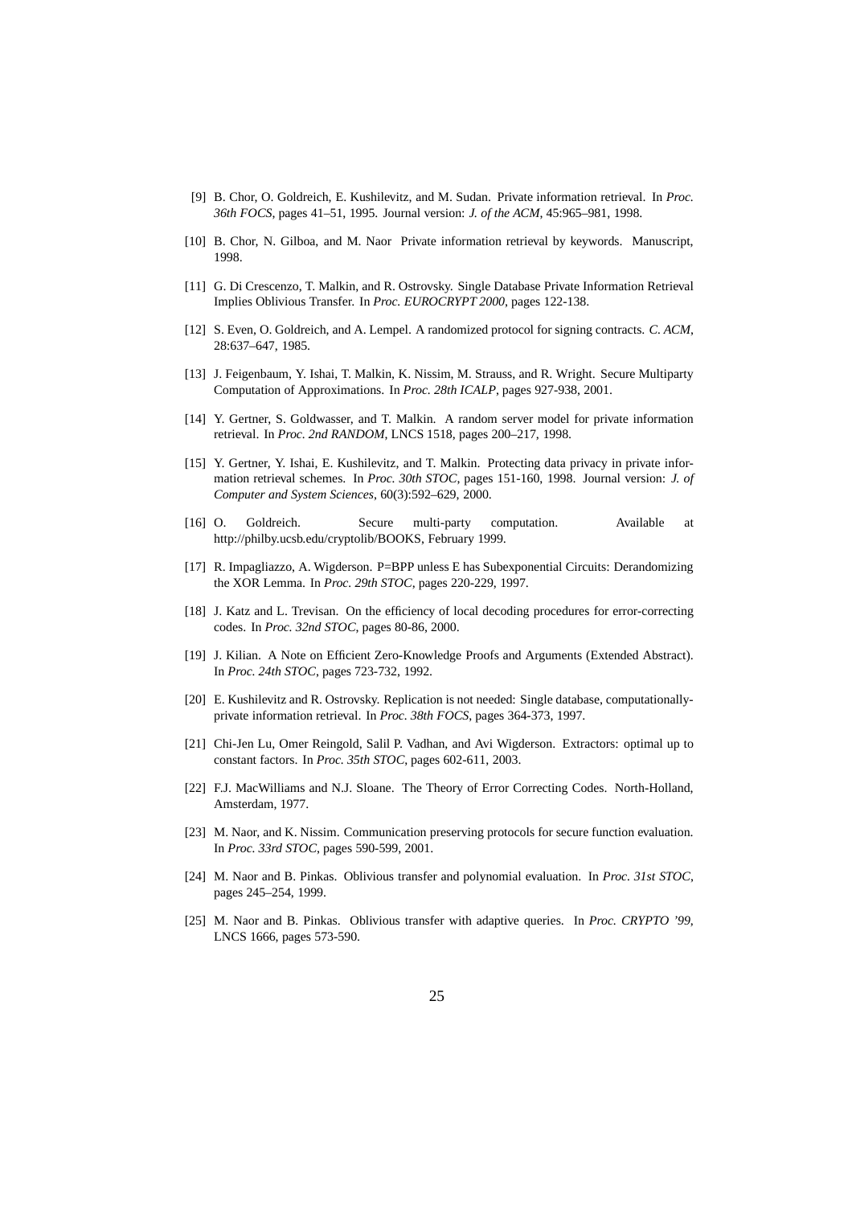[9] B. Chor, O. Goldreich, E. Kushilevitz, and M. Sudan. Private information retrieval. In *Proc. 36th FOCS*, pages 41–51, 1995. Journal version: *J. of the ACM*, 45:965–981, 1998.

[10] B. Chor, N. Gilboa, and M. Naor Private information retrieval by keywords. Manuscript, 1998.

[11] G. Di Crescenzo, T. Malkin, and R. Ostrovsky. Single Database Private Information Retrieval Implies Oblivious Transfer. In *Proc. EUROCRYPT 2000*, pages 122-138.

[12] S. Even, O. Goldreich, and A. Lempel. A randomized protocol for signing contracts. *C. ACM*, 28:637–647, 1985.

[13] J. Feigenbaum, Y. Ishai, T. Malkin, K. Nissim, M. Strauss, and R. Wright. Secure Multiparty Computation of Approximations. In *Proc. 28th ICALP*, pages 927-938, 2001.

[14] Y. Gertner, S. Goldwasser, and T. Malkin. A random server model for private information retrieval. In *Proc. 2nd RANDOM*, LNCS 1518, pages 200–217, 1998.

[15] Y. Gertner, Y. Ishai, E. Kushilevitz, and T. Malkin. Protecting data privacy in private information retrieval schemes. In *Proc. 30th STOC*, pages 151-160, 1998. Journal version: *J. of Computer and System Sciences*, 60(3):592–629, 2000.

[16] O. Goldreich. Secure multi-party computation. Available at http://philby.ucsb.edu/cryptolib/BOOKS, February 1999.

[17] R. Impagliazzo, A. Wigderson. P=BPP unless E has Subexponential Circuits: Derandomizing the XOR Lemma. In *Proc. 29th STOC*, pages 220-229, 1997.

[18] J. Katz and L. Trevisan. On the efficiency of local decoding procedures for error-correcting codes. In *Proc. 32nd STOC*, pages 80-86, 2000.

[19] J. Kilian. A Note on Efficient Zero-Knowledge Proofs and Arguments (Extended Abstract). In *Proc. 24th STOC*, pages 723-732, 1992.

[20] E. Kushilevitz and R. Ostrovsky. Replication is not needed: Single database, computationally-private information retrieval. In *Proc. 38th FOCS*, pages 364-373, 1997.

[21] Chi-Jen Lu, Omer Reingold, Salil P. Vadhan, and Avi Wigderson. Extractors: optimal up to constant factors. In *Proc. 35th STOC*, pages 602-611, 2003.

[22] F.J. MacWilliams and N.J. Sloane. The Theory of Error Correcting Codes. North-Holland, Amsterdam, 1977.

[23] M. Naor, and K. Nissim. Communication preserving protocols for secure function evaluation. In *Proc. 33rd STOC*, pages 590-599, 2001.

[24] M. Naor and B. Pinkas. Oblivious transfer and polynomial evaluation. In *Proc. 31st STOC*, pages 245–254, 1999.

[25] M. Naor and B. Pinkas. Oblivious transfer with adaptive queries. In *Proc. CRYPTO '99*, LNCS 1666, pages 573-590.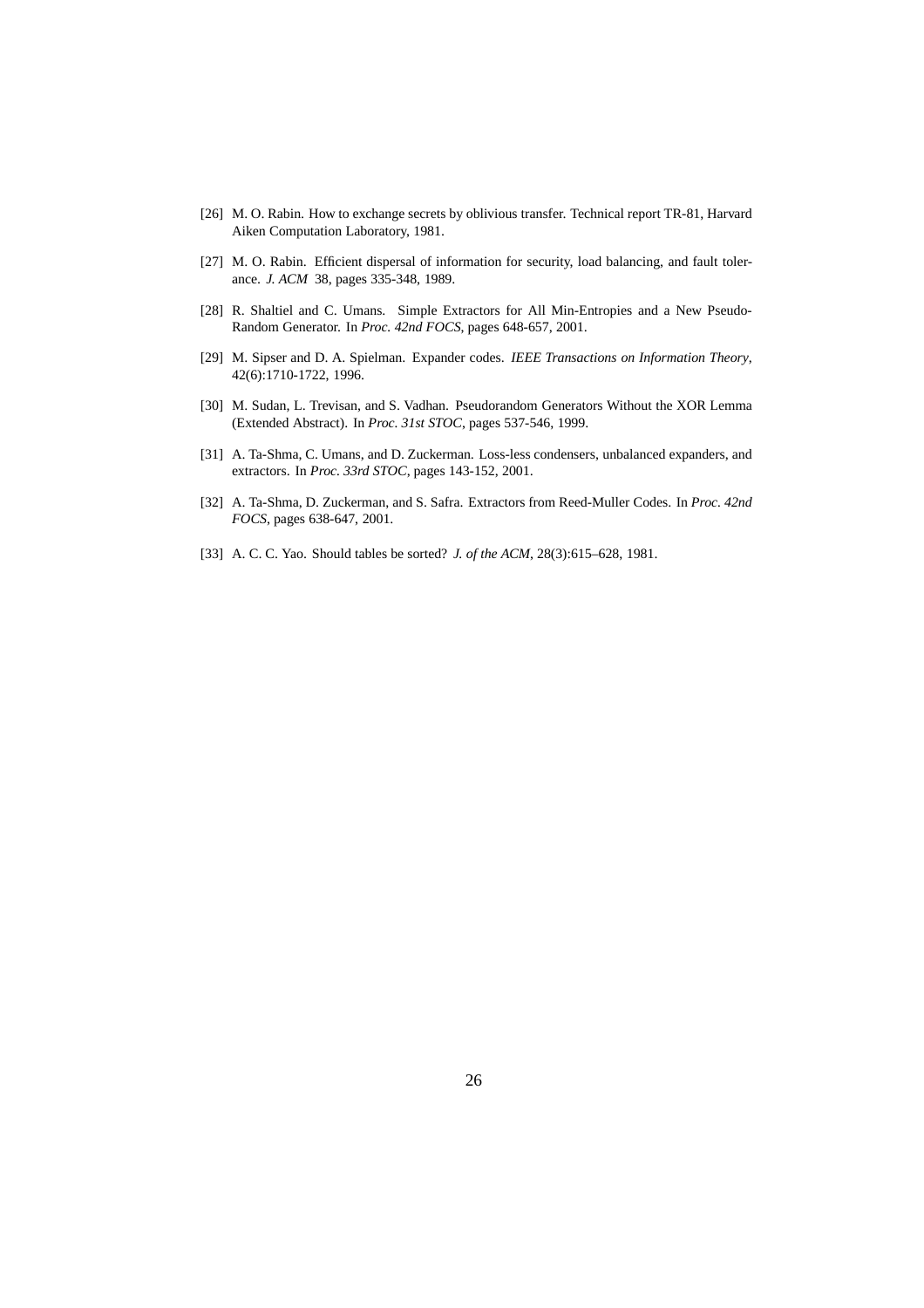[26] M. O. Rabin. How to exchange secrets by oblivious transfer. Technical report TR-81, Harvard Aiken Computation Laboratory, 1981.

[27] M. O. Rabin. Efficient dispersal of information for security, load balancing, and fault tolerance. *J. ACM* 38, pages 335-348, 1989.

[28] R. Shaltiel and C. Umans. Simple Extractors for All Min-Entropies and a New Pseudo-Random Generator. In *Proc. 42nd FOCS*, pages 648-657, 2001.

[29] M. Sipser and D. A. Spielman. Expander codes. *IEEE Transactions on Information Theory*, 42(6):1710-1722, 1996.

[30] M. Sudan, L. Trevisan, and S. Vadhan. Pseudorandom Generators Without the XOR Lemma (Extended Abstract). In *Proc. 31st STOC*, pages 537-546, 1999.

[31] A. Ta-Shma, C. Umans, and D. Zuckerman. Loss-less condensers, unbalanced expanders, and extractors. In *Proc. 33rd STOC*, pages 143-152, 2001.

[32] A. Ta-Shma, D. Zuckerman, and S. Safra. Extractors from Reed-Muller Codes. In *Proc. 42nd FOCS*, pages 638-647, 2001.

[33] A. C. C. Yao. Should tables be sorted? *J. of the ACM*, 28(3):615–628, 1981.